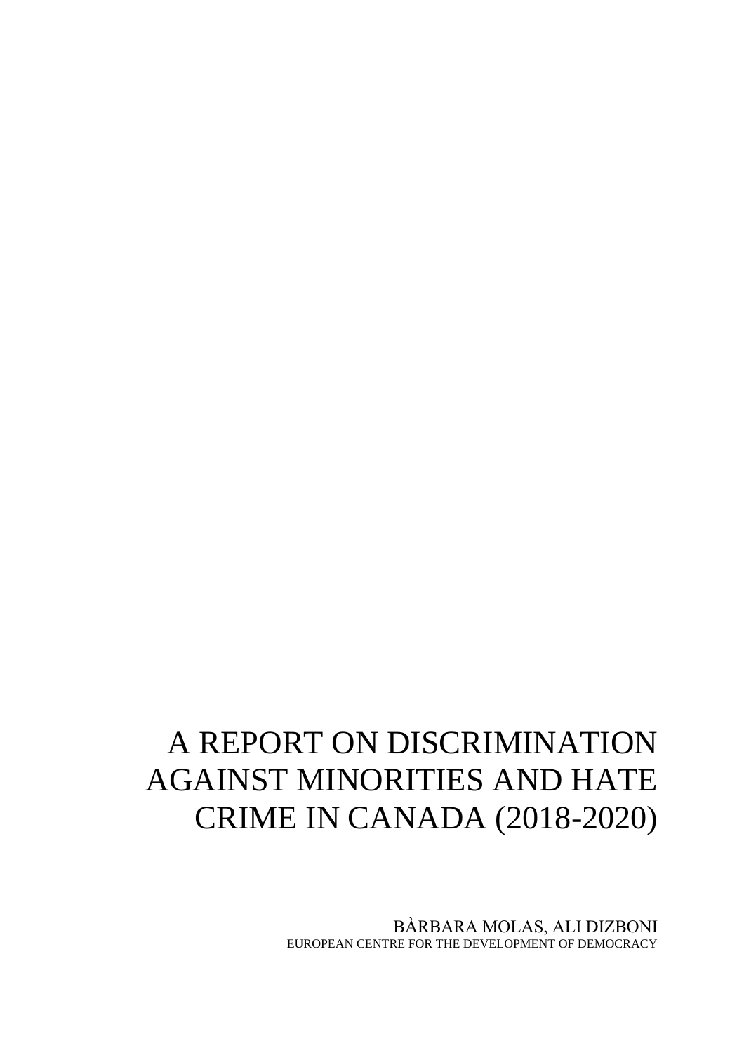# A REPORT ON DISCRIMINATION AGAINST MINORITIES AND HATE CRIME IN CANADA (2018-2020)

BÀRBARA MOLAS, ALI DIZBONI

EUROPEAN CENTRE FOR THE DEVELOPMENT OF DEMOCRACY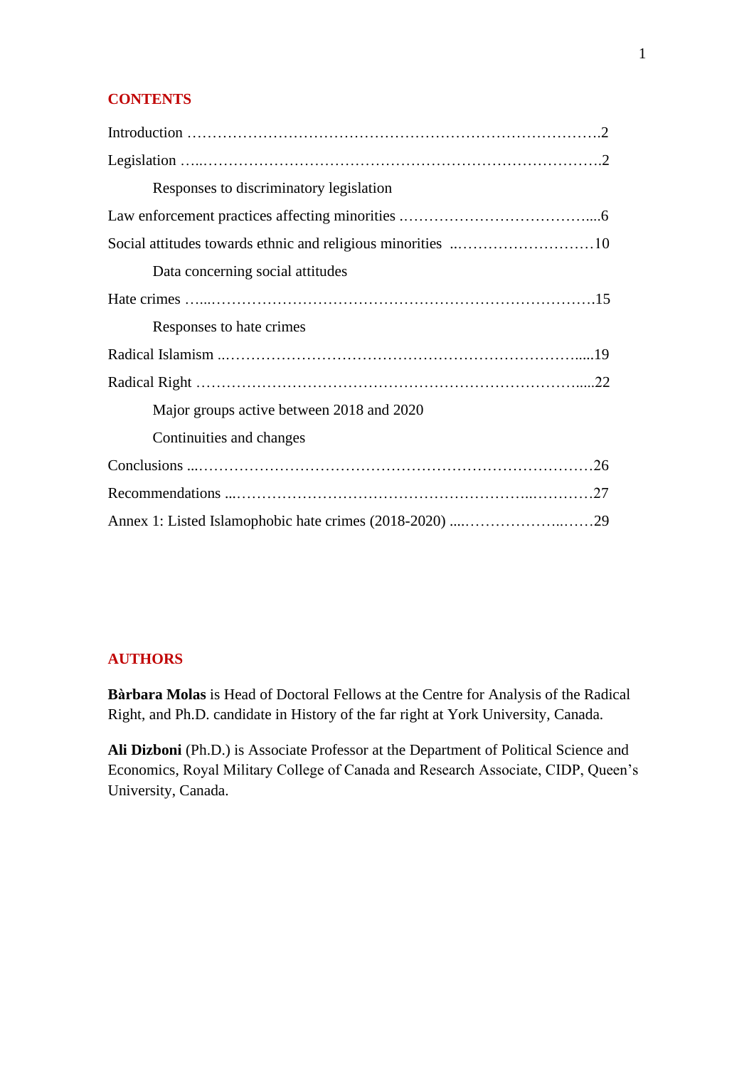## CONTENTS

Introduction ……………………………………………………………………….2

Legislation …..…………………………………………………………………….2

Responses to discriminatory legislation

Law enforcement practices affecting minorities ………………………………....6

Social attitudes towards ethnic and religious minorities ..………………………10

Data concerning social attitudes

Hate crimes …...…………………………………………………………………15

Responses to hate crimes

Radical Islamism ..…………………………………………………………….....19

Radical Right ……………………………………………………………….....22

Major groups active between 2018 and 2020

Continuities and changes

Conclusions ...……………………………………………………………………26

Recommendations ...……………………………………………...………….27

Annex 1: Listed Islamophobic hate crimes (2018-2020) ....………………..……29

## AUTHORS

**Bàrbara Molas** is Head of Doctoral Fellows at the Centre for Analysis of the Radical Right, and Ph.D. candidate in History of the far right at York University, Canada.

**Ali Dizboni** (Ph.D.) is Associate Professor at the Department of Political Science and Economics, Royal Military College of Canada and Research Associate, CIDP, Queen's University, Canada.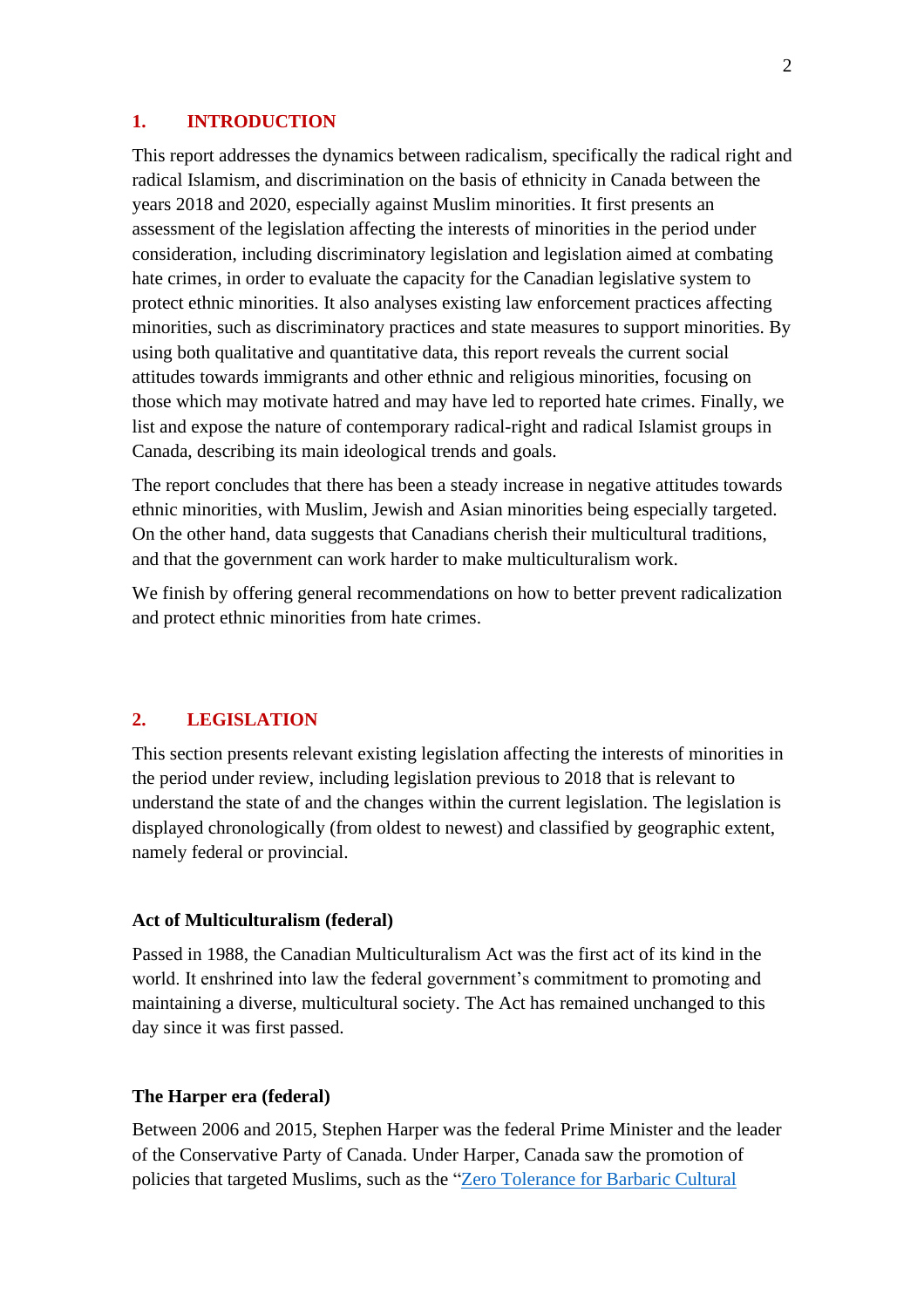## 1. INTRODUCTION

This report addresses the dynamics between radicalism, specifically the radical right and radical Islamism, and discrimination on the basis of ethnicity in Canada between the years 2018 and 2020, especially against Muslim minorities. It first presents an assessment of the legislation affecting the interests of minorities in the period under consideration, including discriminatory legislation and legislation aimed at combating hate crimes, in order to evaluate the capacity for the Canadian legislative system to protect ethnic minorities. It also analyses existing law enforcement practices affecting minorities, such as discriminatory practices and state measures to support minorities. By using both qualitative and quantitative data, this report reveals the current social attitudes towards immigrants and other ethnic and religious minorities, focusing on those which may motivate hatred and may have led to reported hate crimes. Finally, we list and expose the nature of contemporary radical-right and radical Islamist groups in Canada, describing its main ideological trends and goals.

The report concludes that there has been a steady increase in negative attitudes towards ethnic minorities, with Muslim, Jewish and Asian minorities being especially targeted. On the other hand, data suggests that Canadians cherish their multicultural traditions, and that the government can work harder to make multiculturalism work.

We finish by offering general recommendations on how to better prevent radicalization and protect ethnic minorities from hate crimes.

## 2. LEGISLATION

This section presents relevant existing legislation affecting the interests of minorities in the period under review, including legislation previous to 2018 that is relevant to understand the state of and the changes within the current legislation. The legislation is displayed chronologically (from oldest to newest) and classified by geographic extent, namely federal or provincial.

### Act of Multiculturalism (federal)

Passed in 1988, the Canadian Multiculturalism Act was the first act of its kind in the world. It enshrined into law the federal government's commitment to promoting and maintaining a diverse, multicultural society. The Act has remained unchanged to this day since it was first passed.

### The Harper era (federal)

Between 2006 and 2015, Stephen Harper was the federal Prime Minister and the leader of the Conservative Party of Canada. Under Harper, Canada saw the promotion of policies that targeted Muslims, such as the "Zero Tolerance for Barbaric Cultural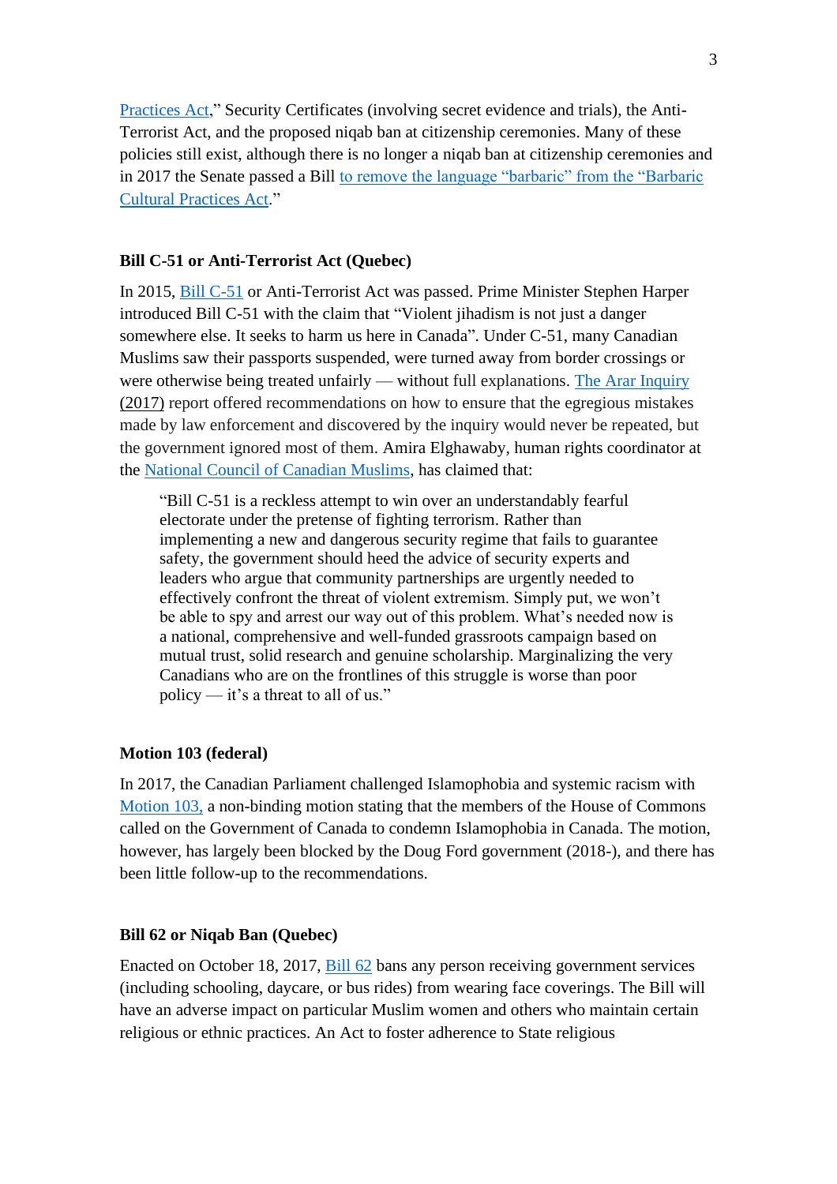Practices Act," Security Certificates (involving secret evidence and trials), the Anti-Terrorist Act, and the proposed niqab ban at citizenship ceremonies. Many of these policies still exist, although there is no longer a niqab ban at citizenship ceremonies and in 2017 the Senate passed a Bill to remove the language "barbaric" from the "Barbaric Cultural Practices Act."

**Bill C-51 or Anti-Terrorist Act (Quebec)**

In 2015, Bill C-51 or Anti-Terrorist Act was passed. Prime Minister Stephen Harper introduced Bill C-51 with the claim that "Violent jihadism is not just a danger somewhere else. It seeks to harm us here in Canada". Under C-51, many Canadian Muslims saw their passports suspended, were turned away from border crossings or were otherwise being treated unfairly — without full explanations. The Arar Inquiry (2017) report offered recommendations on how to ensure that the egregious mistakes made by law enforcement and discovered by the inquiry would never be repeated, but the government ignored most of them. Amira Elghawaby, human rights coordinator at the National Council of Canadian Muslims, has claimed that:

> "Bill C-51 is a reckless attempt to win over an understandably fearful electorate under the pretense of fighting terrorism. Rather than implementing a new and dangerous security regime that fails to guarantee safety, the government should heed the advice of security experts and leaders who argue that community partnerships are urgently needed to effectively confront the threat of violent extremism. Simply put, we won't be able to spy and arrest our way out of this problem. What's needed now is a national, comprehensive and well-funded grassroots campaign based on mutual trust, solid research and genuine scholarship. Marginalizing the very Canadians who are on the frontlines of this struggle is worse than poor policy — it's a threat to all of us."

**Motion 103 (federal)**

In 2017, the Canadian Parliament challenged Islamophobia and systemic racism with Motion 103, a non-binding motion stating that the members of the House of Commons called on the Government of Canada to condemn Islamophobia in Canada. The motion, however, has largely been blocked by the Doug Ford government (2018-), and there has been little follow-up to the recommendations.

**Bill 62 or Niqab Ban (Quebec)**

Enacted on October 18, 2017, Bill 62 bans any person receiving government services (including schooling, daycare, or bus rides) from wearing face coverings. The Bill will have an adverse impact on particular Muslim women and others who maintain certain religious or ethnic practices. An Act to foster adherence to State religious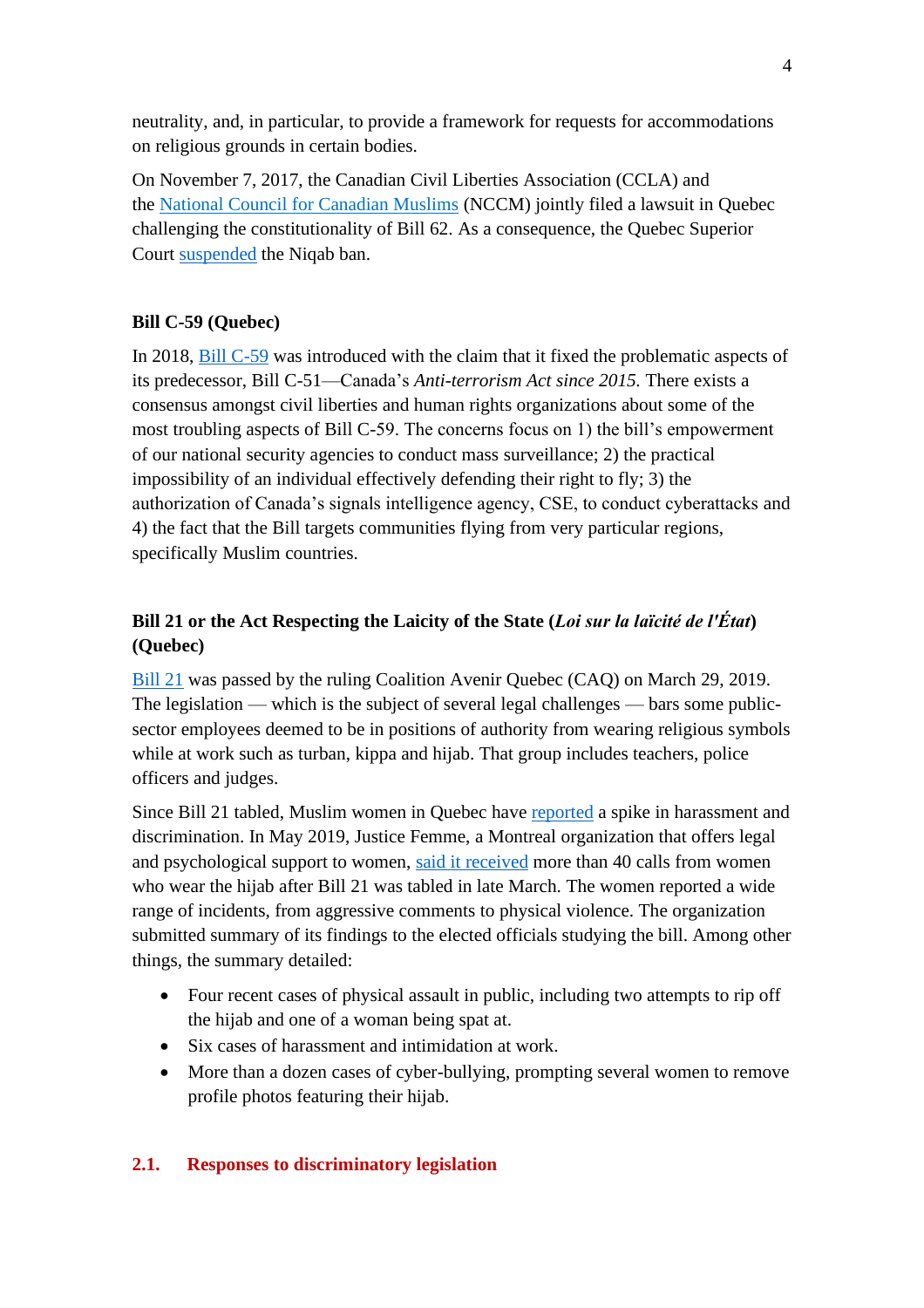neutrality, and, in particular, to provide a framework for requests for accommodations on religious grounds in certain bodies.

On November 7, 2017, the Canadian Civil Liberties Association (CCLA) and the National Council for Canadian Muslims (NCCM) jointly filed a lawsuit in Quebec challenging the constitutionality of Bill 62. As a consequence, the Quebec Superior Court suspended the Niqab ban.

**Bill C-59 (Quebec)**

In 2018, Bill C-59 was introduced with the claim that it fixed the problematic aspects of its predecessor, Bill C-51—Canada's *Anti-terrorism Act since 2015.* There exists a consensus amongst civil liberties and human rights organizations about some of the most troubling aspects of Bill C-59. The concerns focus on 1) the bill's empowerment of our national security agencies to conduct mass surveillance; 2) the practical impossibility of an individual effectively defending their right to fly; 3) the authorization of Canada's signals intelligence agency, CSE, to conduct cyberattacks and 4) the fact that the Bill targets communities flying from very particular regions, specifically Muslim countries.

**Bill 21 or the Act Respecting the Laicity of the State (*Loi sur la laïcité de l'État*) (Quebec)**

Bill 21 was passed by the ruling Coalition Avenir Quebec (CAQ) on March 29, 2019. The legislation — which is the subject of several legal challenges — bars some public-sector employees deemed to be in positions of authority from wearing religious symbols while at work such as turban, kippa and hijab. That group includes teachers, police officers and judges.

Since Bill 21 tabled, Muslim women in Quebec have reported a spike in harassment and discrimination. In May 2019, Justice Femme, a Montreal organization that offers legal and psychological support to women, said it received more than 40 calls from women who wear the hijab after Bill 21 was tabled in late March. The women reported a wide range of incidents, from aggressive comments to physical violence. The organization submitted summary of its findings to the elected officials studying the bill. Among other things, the summary detailed:

- Four recent cases of physical assault in public, including two attempts to rip off the hijab and one of a woman being spat at.
- Six cases of harassment and intimidation at work.
- More than a dozen cases of cyber-bullying, prompting several women to remove profile photos featuring their hijab.

## 2.1. Responses to discriminatory legislation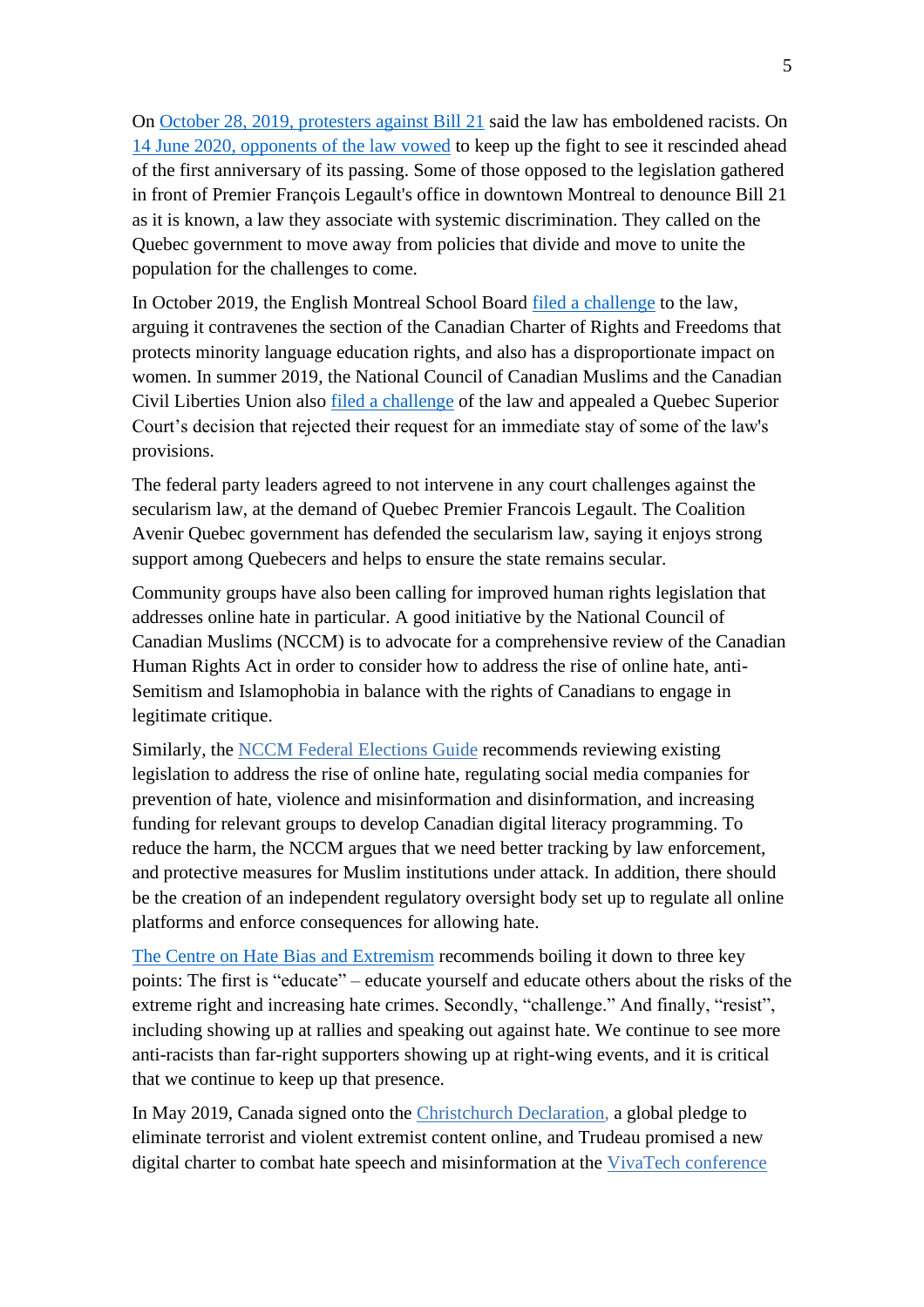On October 28, 2019, protesters against Bill 21 said the law has emboldened racists. On 14 June 2020, opponents of the law vowed to keep up the fight to see it rescinded ahead of the first anniversary of its passing. Some of those opposed to the legislation gathered in front of Premier François Legault's office in downtown Montreal to denounce Bill 21 as it is known, a law they associate with systemic discrimination. They called on the Quebec government to move away from policies that divide and move to unite the population for the challenges to come.

In October 2019, the English Montreal School Board filed a challenge to the law, arguing it contravenes the section of the Canadian Charter of Rights and Freedoms that protects minority language education rights, and also has a disproportionate impact on women. In summer 2019, the National Council of Canadian Muslims and the Canadian Civil Liberties Union also filed a challenge of the law and appealed a Quebec Superior Court's decision that rejected their request for an immediate stay of some of the law's provisions.

The federal party leaders agreed to not intervene in any court challenges against the secularism law, at the demand of Quebec Premier Francois Legault. The Coalition Avenir Quebec government has defended the secularism law, saying it enjoys strong support among Quebecers and helps to ensure the state remains secular.

Community groups have also been calling for improved human rights legislation that addresses online hate in particular. A good initiative by the National Council of Canadian Muslims (NCCM) is to advocate for a comprehensive review of the Canadian Human Rights Act in order to consider how to address the rise of online hate, anti-Semitism and Islamophobia in balance with the rights of Canadians to engage in legitimate critique.

Similarly, the NCCM Federal Elections Guide recommends reviewing existing legislation to address the rise of online hate, regulating social media companies for prevention of hate, violence and misinformation and disinformation, and increasing funding for relevant groups to develop Canadian digital literacy programming. To reduce the harm, the NCCM argues that we need better tracking by law enforcement, and protective measures for Muslim institutions under attack. In addition, there should be the creation of an independent regulatory oversight body set up to regulate all online platforms and enforce consequences for allowing hate.

The Centre on Hate Bias and Extremism recommends boiling it down to three key points: The first is "educate" – educate yourself and educate others about the risks of the extreme right and increasing hate crimes. Secondly, "challenge." And finally, "resist", including showing up at rallies and speaking out against hate. We continue to see more anti-racists than far-right supporters showing up at right-wing events, and it is critical that we continue to keep up that presence.

In May 2019, Canada signed onto the Christchurch Declaration, a global pledge to eliminate terrorist and violent extremist content online, and Trudeau promised a new digital charter to combat hate speech and misinformation at the VivaTech conference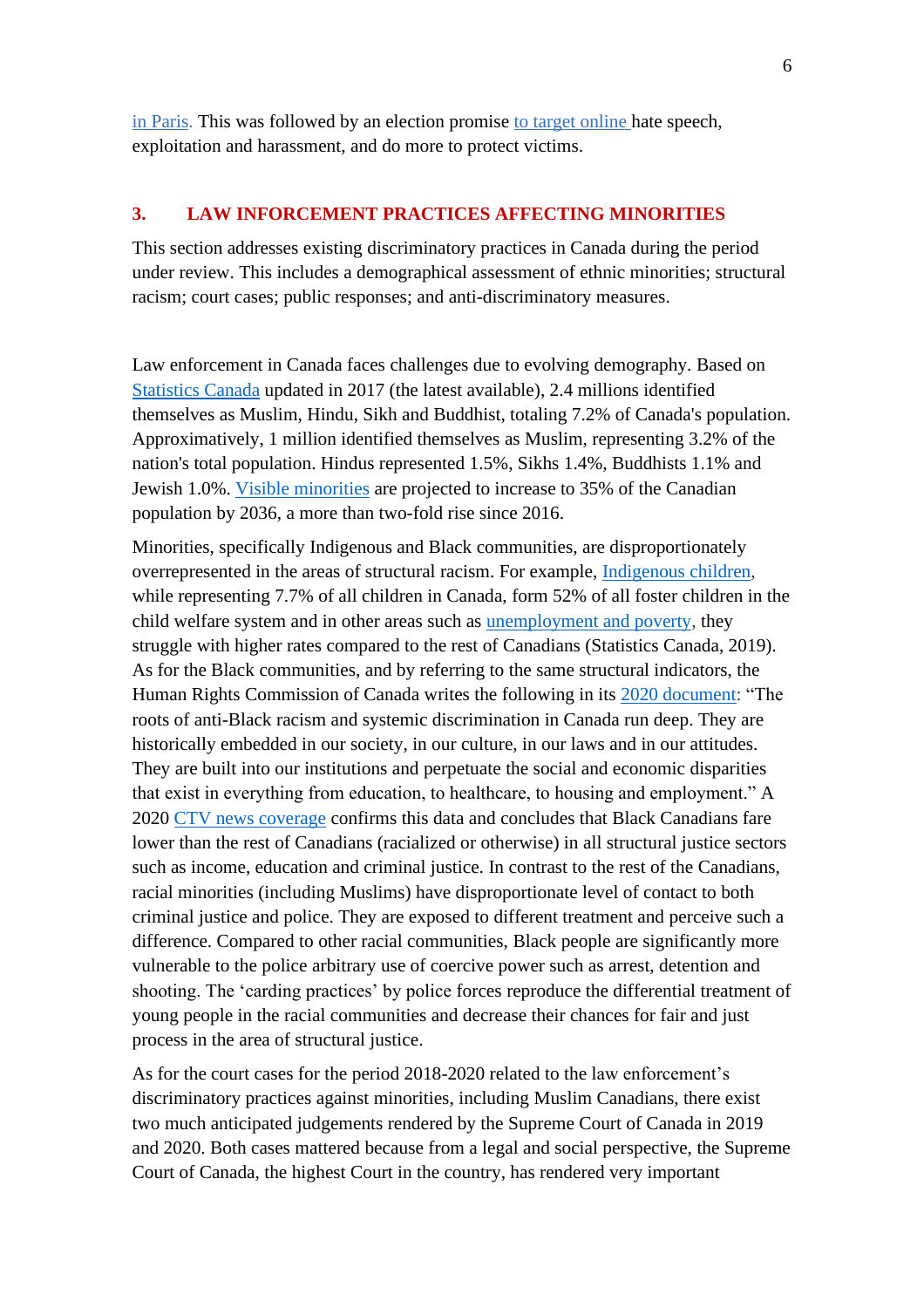in Paris. This was followed by an election promise to target online hate speech, exploitation and harassment, and do more to protect victims.

## 3. LAW INFORCEMENT PRACTICES AFFECTING MINORITIES

This section addresses existing discriminatory practices in Canada during the period under review. This includes a demographical assessment of ethnic minorities; structural racism; court cases; public responses; and anti-discriminatory measures.

Law enforcement in Canada faces challenges due to evolving demography. Based on Statistics Canada updated in 2017 (the latest available), 2.4 millions identified themselves as Muslim, Hindu, Sikh and Buddhist, totaling 7.2% of Canada's population. Approximatively, 1 million identified themselves as Muslim, representing 3.2% of the nation's total population. Hindus represented 1.5%, Sikhs 1.4%, Buddhists 1.1% and Jewish 1.0%. Visible minorities are projected to increase to 35% of the Canadian population by 2036, a more than two-fold rise since 2016.

Minorities, specifically Indigenous and Black communities, are disproportionately overrepresented in the areas of structural racism. For example, Indigenous children, while representing 7.7% of all children in Canada, form 52% of all foster children in the child welfare system and in other areas such as unemployment and poverty, they struggle with higher rates compared to the rest of Canadians (Statistics Canada, 2019). As for the Black communities, and by referring to the same structural indicators, the Human Rights Commission of Canada writes the following in its 2020 document: "The roots of anti-Black racism and systemic discrimination in Canada run deep. They are historically embedded in our society, in our culture, in our laws and in our attitudes. They are built into our institutions and perpetuate the social and economic disparities that exist in everything from education, to healthcare, to housing and employment." A 2020 CTV news coverage confirms this data and concludes that Black Canadians fare lower than the rest of Canadians (racialized or otherwise) in all structural justice sectors such as income, education and criminal justice. In contrast to the rest of the Canadians, racial minorities (including Muslims) have disproportionate level of contact to both criminal justice and police. They are exposed to different treatment and perceive such a difference. Compared to other racial communities, Black people are significantly more vulnerable to the police arbitrary use of coercive power such as arrest, detention and shooting. The 'carding practices' by police forces reproduce the differential treatment of young people in the racial communities and decrease their chances for fair and just process in the area of structural justice.

As for the court cases for the period 2018-2020 related to the law enforcement's discriminatory practices against minorities, including Muslim Canadians, there exist two much anticipated judgements rendered by the Supreme Court of Canada in 2019 and 2020. Both cases mattered because from a legal and social perspective, the Supreme Court of Canada, the highest Court in the country, has rendered very important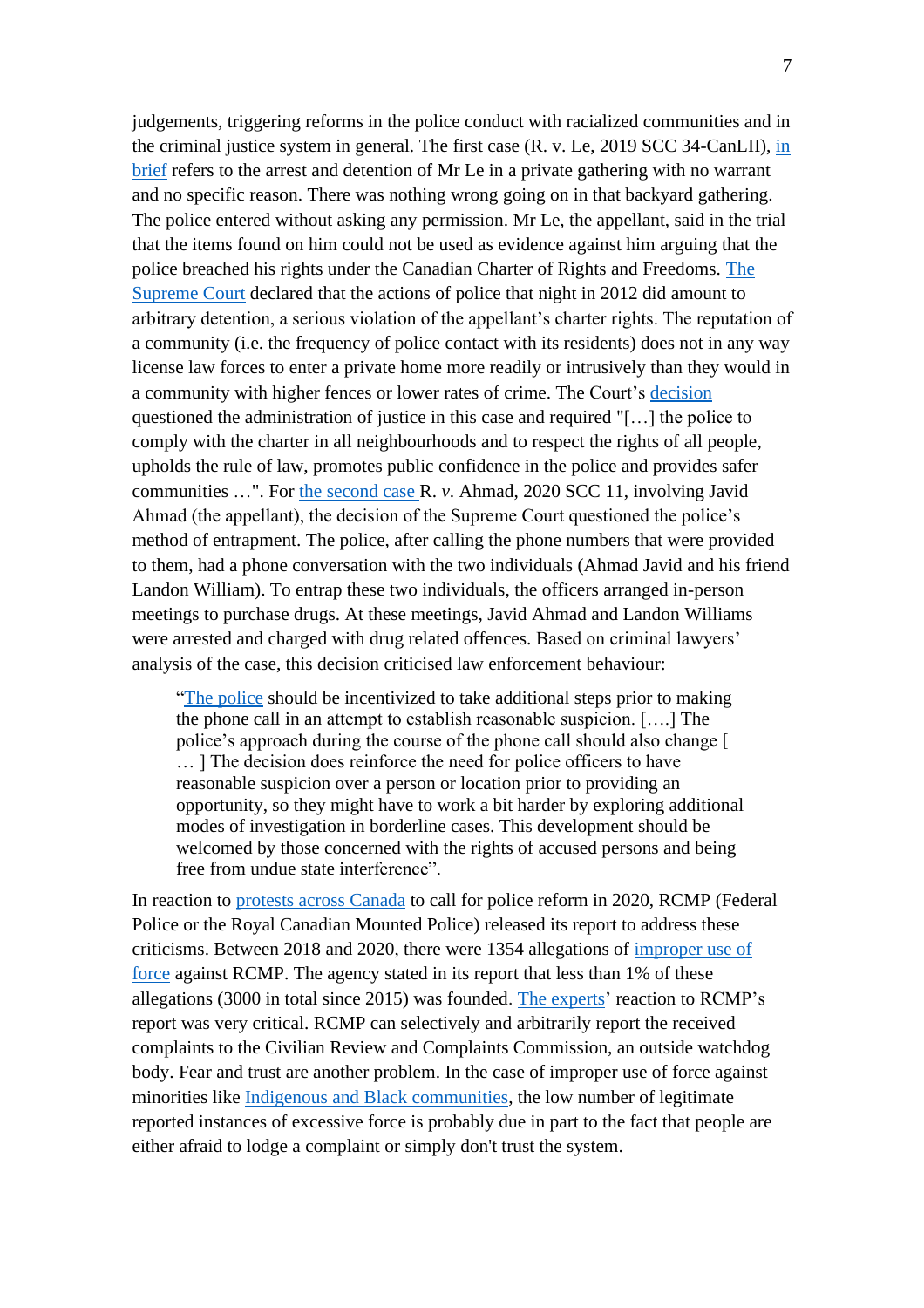judgements, triggering reforms in the police conduct with racialized communities and in the criminal justice system in general. The first case (R. v. Le, 2019 SCC 34-CanLII), in brief refers to the arrest and detention of Mr Le in a private gathering with no warrant and no specific reason. There was nothing wrong going on in that backyard gathering. The police entered without asking any permission. Mr Le, the appellant, said in the trial that the items found on him could not be used as evidence against him arguing that the police breached his rights under the Canadian Charter of Rights and Freedoms. The Supreme Court declared that the actions of police that night in 2012 did amount to arbitrary detention, a serious violation of the appellant's charter rights. The reputation of a community (i.e. the frequency of police contact with its residents) does not in any way license law forces to enter a private home more readily or intrusively than they would in a community with higher fences or lower rates of crime. The Court's decision questioned the administration of justice in this case and required "[…] the police to comply with the charter in all neighbourhoods and to respect the rights of all people, upholds the rule of law, promotes public confidence in the police and provides safer communities …". For the second case R. *v.* Ahmad, 2020 SCC 11, involving Javid Ahmad (the appellant), the decision of the Supreme Court questioned the police's method of entrapment. The police, after calling the phone numbers that were provided to them, had a phone conversation with the two individuals (Ahmad Javid and his friend Landon William). To entrap these two individuals, the officers arranged in-person meetings to purchase drugs. At these meetings, Javid Ahmad and Landon Williams were arrested and charged with drug related offences. Based on criminal lawyers' analysis of the case, this decision criticised law enforcement behaviour:

> "The police should be incentivized to take additional steps prior to making the phone call in an attempt to establish reasonable suspicion. [….] The police's approach during the course of the phone call should also change [ … ] The decision does reinforce the need for police officers to have reasonable suspicion over a person or location prior to providing an opportunity, so they might have to work a bit harder by exploring additional modes of investigation in borderline cases. This development should be welcomed by those concerned with the rights of accused persons and being free from undue state interference".

In reaction to protests across Canada to call for police reform in 2020, RCMP (Federal Police or the Royal Canadian Mounted Police) released its report to address these criticisms. Between 2018 and 2020, there were 1354 allegations of improper use of force against RCMP. The agency stated in its report that less than 1% of these allegations (3000 in total since 2015) was founded. The experts' reaction to RCMP's report was very critical. RCMP can selectively and arbitrarily report the received complaints to the Civilian Review and Complaints Commission, an outside watchdog body. Fear and trust are another problem. In the case of improper use of force against minorities like Indigenous and Black communities, the low number of legitimate reported instances of excessive force is probably due in part to the fact that people are either afraid to lodge a complaint or simply don't trust the system.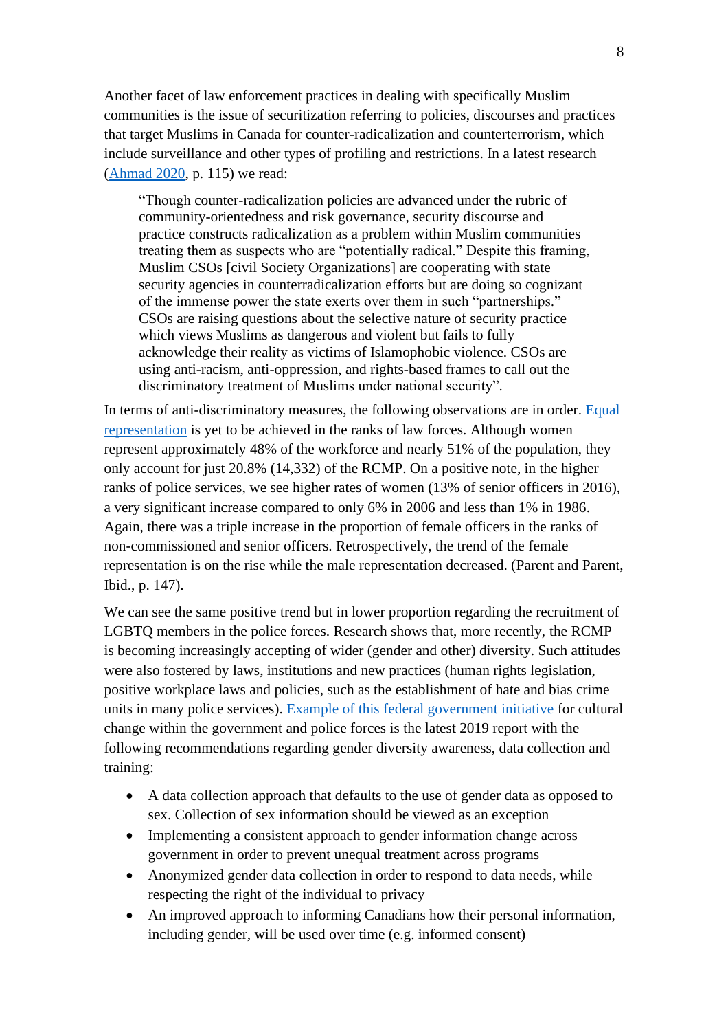Another facet of law enforcement practices in dealing with specifically Muslim communities is the issue of securitization referring to policies, discourses and practices that target Muslims in Canada for counter-radicalization and counterterrorism, which include surveillance and other types of profiling and restrictions. In a latest research (Ahmad 2020, p. 115) we read:

> "Though counter-radicalization policies are advanced under the rubric of community-orientedness and risk governance, security discourse and practice constructs radicalization as a problem within Muslim communities treating them as suspects who are "potentially radical." Despite this framing, Muslim CSOs [civil Society Organizations] are cooperating with state security agencies in counterradicalization efforts but are doing so cognizant of the immense power the state exerts over them in such "partnerships." CSOs are raising questions about the selective nature of security practice which views Muslims as dangerous and violent but fails to fully acknowledge their reality as victims of Islamophobic violence. CSOs are using anti-racism, anti-oppression, and rights-based frames to call out the discriminatory treatment of Muslims under national security".

In terms of anti-discriminatory measures, the following observations are in order. Equal representation is yet to be achieved in the ranks of law forces. Although women represent approximately 48% of the workforce and nearly 51% of the population, they only account for just 20.8% (14,332) of the RCMP. On a positive note, in the higher ranks of police services, we see higher rates of women (13% of senior officers in 2016), a very significant increase compared to only 6% in 2006 and less than 1% in 1986. Again, there was a triple increase in the proportion of female officers in the ranks of non-commissioned and senior officers. Retrospectively, the trend of the female representation is on the rise while the male representation decreased. (Parent and Parent, Ibid., p. 147).

We can see the same positive trend but in lower proportion regarding the recruitment of LGBTQ members in the police forces. Research shows that, more recently, the RCMP is becoming increasingly accepting of wider (gender and other) diversity. Such attitudes were also fostered by laws, institutions and new practices (human rights legislation, positive workplace laws and policies, such as the establishment of hate and bias crime units in many police services). Example of this federal government initiative for cultural change within the government and police forces is the latest 2019 report with the following recommendations regarding gender diversity awareness, data collection and training:

- A data collection approach that defaults to the use of gender data as opposed to sex. Collection of sex information should be viewed as an exception
- Implementing a consistent approach to gender information change across government in order to prevent unequal treatment across programs
- Anonymized gender data collection in order to respond to data needs, while respecting the right of the individual to privacy
- An improved approach to informing Canadians how their personal information, including gender, will be used over time (e.g. informed consent)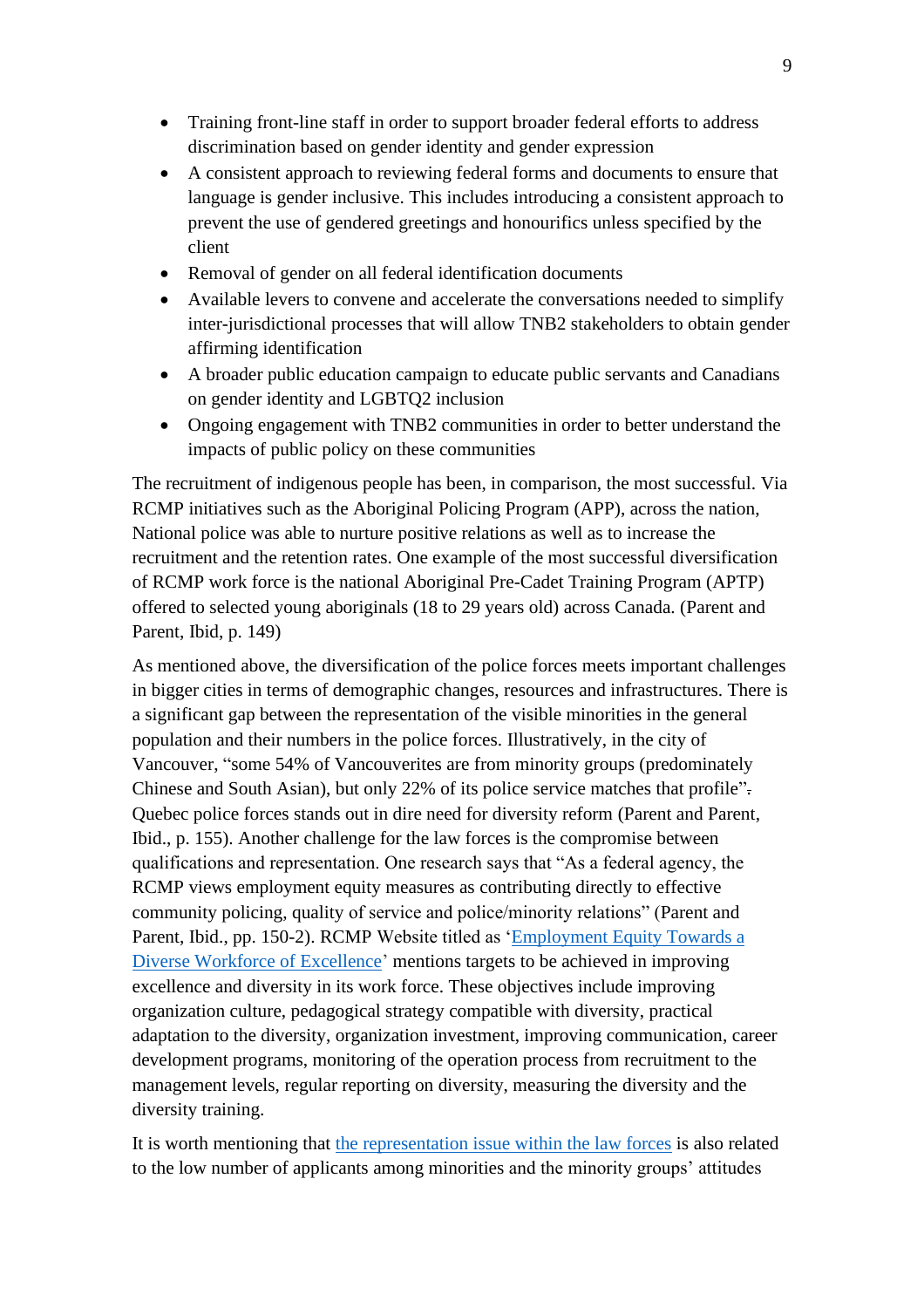- Training front-line staff in order to support broader federal efforts to address discrimination based on gender identity and gender expression
- A consistent approach to reviewing federal forms and documents to ensure that language is gender inclusive. This includes introducing a consistent approach to prevent the use of gendered greetings and honourifics unless specified by the client
- Removal of gender on all federal identification documents
- Available levers to convene and accelerate the conversations needed to simplify inter-jurisdictional processes that will allow TNB2 stakeholders to obtain gender affirming identification
- A broader public education campaign to educate public servants and Canadians on gender identity and LGBTQ2 inclusion
- Ongoing engagement with TNB2 communities in order to better understand the impacts of public policy on these communities

The recruitment of indigenous people has been, in comparison, the most successful. Via RCMP initiatives such as the Aboriginal Policing Program (APP), across the nation, National police was able to nurture positive relations as well as to increase the recruitment and the retention rates. One example of the most successful diversification of RCMP work force is the national Aboriginal Pre-Cadet Training Program (APTP) offered to selected young aboriginals (18 to 29 years old) across Canada. (Parent and Parent, Ibid, p. 149)

As mentioned above, the diversification of the police forces meets important challenges in bigger cities in terms of demographic changes, resources and infrastructures. There is a significant gap between the representation of the visible minorities in the general population and their numbers in the police forces. Illustratively, in the city of Vancouver, "some 54% of Vancouverites are from minority groups (predominately Chinese and South Asian), but only 22% of its police service matches that profile". Quebec police forces stands out in dire need for diversity reform (Parent and Parent, Ibid., p. 155). Another challenge for the law forces is the compromise between qualifications and representation. One research says that "As a federal agency, the RCMP views employment equity measures as contributing directly to effective community policing, quality of service and police/minority relations" (Parent and Parent, Ibid., pp. 150-2). RCMP Website titled as '[Employment Equity Towards a Diverse Workforce of Excellence]' mentions targets to be achieved in improving excellence and diversity in its work force. These objectives include improving organization culture, pedagogical strategy compatible with diversity, practical adaptation to the diversity, organization investment, improving communication, career development programs, monitoring of the operation process from recruitment to the management levels, regular reporting on diversity, measuring the diversity and the diversity training.

It is worth mentioning that the representation issue within the law forces is also related to the low number of applicants among minorities and the minority groups' attitudes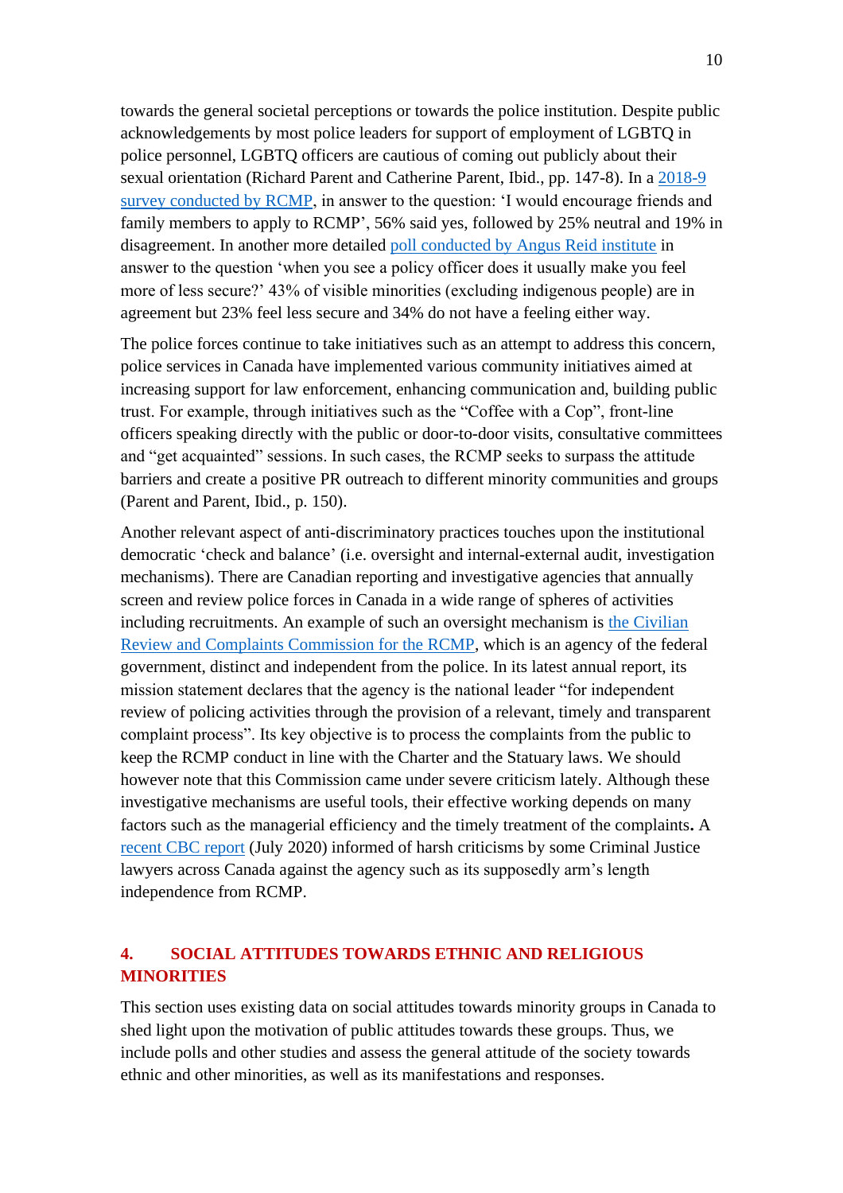towards the general societal perceptions or towards the police institution. Despite public acknowledgements by most police leaders for support of employment of LGBTQ in police personnel, LGBTQ officers are cautious of coming out publicly about their sexual orientation (Richard Parent and Catherine Parent, Ibid., pp. 147-8). In a 2018-9 survey conducted by RCMP, in answer to the question: 'I would encourage friends and family members to apply to RCMP', 56% said yes, followed by 25% neutral and 19% in disagreement. In another more detailed poll conducted by Angus Reid institute in answer to the question 'when you see a policy officer does it usually make you feel more of less secure?' 43% of visible minorities (excluding indigenous people) are in agreement but 23% feel less secure and 34% do not have a feeling either way.

The police forces continue to take initiatives such as an attempt to address this concern, police services in Canada have implemented various community initiatives aimed at increasing support for law enforcement, enhancing communication and, building public trust. For example, through initiatives such as the "Coffee with a Cop", front-line officers speaking directly with the public or door-to-door visits, consultative committees and "get acquainted" sessions. In such cases, the RCMP seeks to surpass the attitude barriers and create a positive PR outreach to different minority communities and groups (Parent and Parent, Ibid., p. 150).

Another relevant aspect of anti-discriminatory practices touches upon the institutional democratic 'check and balance' (i.e. oversight and internal-external audit, investigation mechanisms). There are Canadian reporting and investigative agencies that annually screen and review police forces in Canada in a wide range of spheres of activities including recruitments. An example of such an oversight mechanism is the Civilian Review and Complaints Commission for the RCMP, which is an agency of the federal government, distinct and independent from the police. In its latest annual report, its mission statement declares that the agency is the national leader "for independent review of policing activities through the provision of a relevant, timely and transparent complaint process". Its key objective is to process the complaints from the public to keep the RCMP conduct in line with the Charter and the Statuary laws. We should however note that this Commission came under severe criticism lately. Although these investigative mechanisms are useful tools, their effective working depends on many factors such as the managerial efficiency and the timely treatment of the complaints**.** A recent CBC report (July 2020) informed of harsh criticisms by some Criminal Justice lawyers across Canada against the agency such as its supposedly arm's length independence from RCMP.

## 4. SOCIAL ATTITUDES TOWARDS ETHNIC AND RELIGIOUS MINORITIES

This section uses existing data on social attitudes towards minority groups in Canada to shed light upon the motivation of public attitudes towards these groups. Thus, we include polls and other studies and assess the general attitude of the society towards ethnic and other minorities, as well as its manifestations and responses.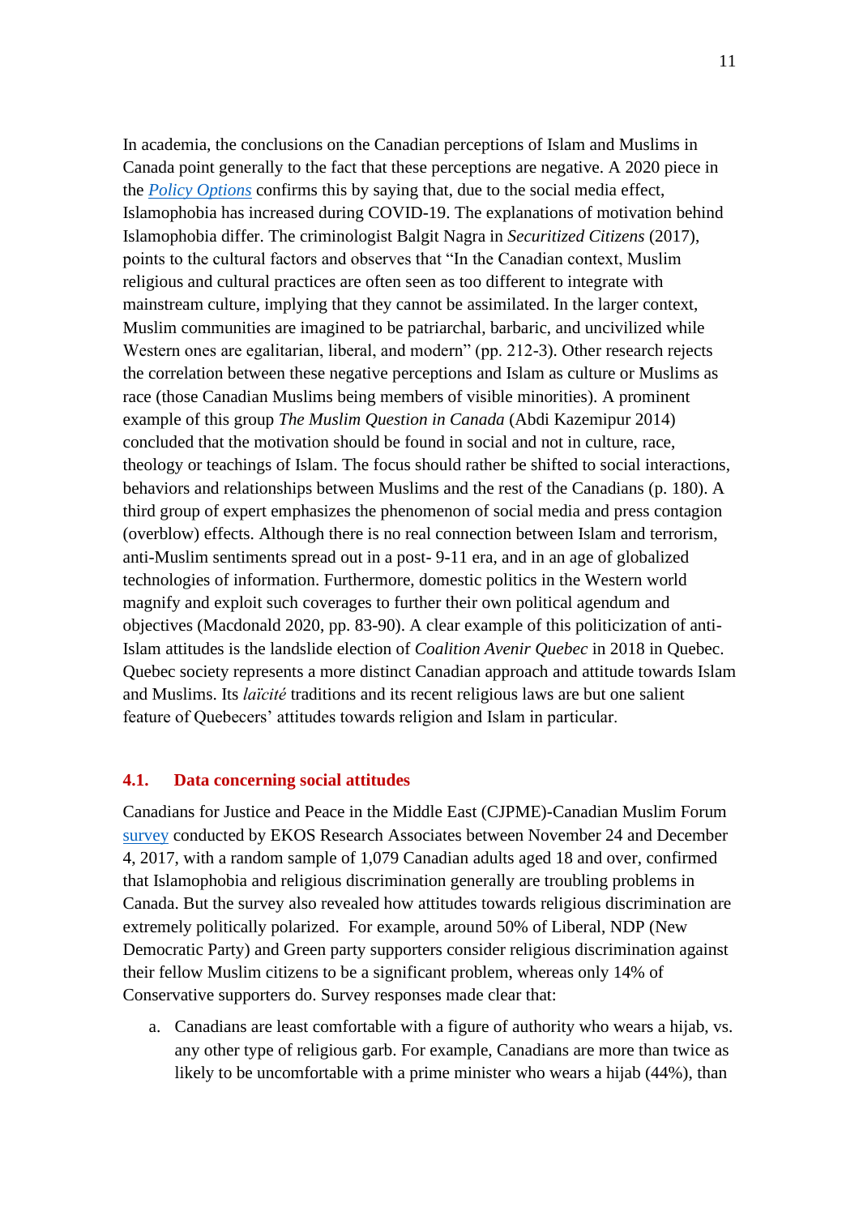In academia, the conclusions on the Canadian perceptions of Islam and Muslims in Canada point generally to the fact that these perceptions are negative. A 2020 piece in the *Policy Options* confirms this by saying that, due to the social media effect, Islamophobia has increased during COVID-19. The explanations of motivation behind Islamophobia differ. The criminologist Balgit Nagra in *Securitized Citizens* (2017), points to the cultural factors and observes that "In the Canadian context, Muslim religious and cultural practices are often seen as too different to integrate with mainstream culture, implying that they cannot be assimilated. In the larger context, Muslim communities are imagined to be patriarchal, barbaric, and uncivilized while Western ones are egalitarian, liberal, and modern" (pp. 212-3). Other research rejects the correlation between these negative perceptions and Islam as culture or Muslims as race (those Canadian Muslims being members of visible minorities). A prominent example of this group *The Muslim Question in Canada* (Abdi Kazemipur 2014) concluded that the motivation should be found in social and not in culture, race, theology or teachings of Islam. The focus should rather be shifted to social interactions, behaviors and relationships between Muslims and the rest of the Canadians (p. 180). A third group of expert emphasizes the phenomenon of social media and press contagion (overblow) effects. Although there is no real connection between Islam and terrorism, anti-Muslim sentiments spread out in a post- 9-11 era, and in an age of globalized technologies of information. Furthermore, domestic politics in the Western world magnify and exploit such coverages to further their own political agendum and objectives (Macdonald 2020, pp. 83-90). A clear example of this politicization of anti-Islam attitudes is the landslide election of *Coalition Avenir Quebec* in 2018 in Quebec. Quebec society represents a more distinct Canadian approach and attitude towards Islam and Muslims. Its *laïcité* traditions and its recent religious laws are but one salient feature of Quebecers' attitudes towards religion and Islam in particular.

### 4.1. Data concerning social attitudes

Canadians for Justice and Peace in the Middle East (CJPME)-Canadian Muslim Forum survey conducted by EKOS Research Associates between November 24 and December 4, 2017, with a random sample of 1,079 Canadian adults aged 18 and over, confirmed that Islamophobia and religious discrimination generally are troubling problems in Canada. But the survey also revealed how attitudes towards religious discrimination are extremely politically polarized. For example, around 50% of Liberal, NDP (New Democratic Party) and Green party supporters consider religious discrimination against their fellow Muslim citizens to be a significant problem, whereas only 14% of Conservative supporters do. Survey responses made clear that:

a. Canadians are least comfortable with a figure of authority who wears a hijab, vs. any other type of religious garb. For example, Canadians are more than twice as likely to be uncomfortable with a prime minister who wears a hijab (44%), than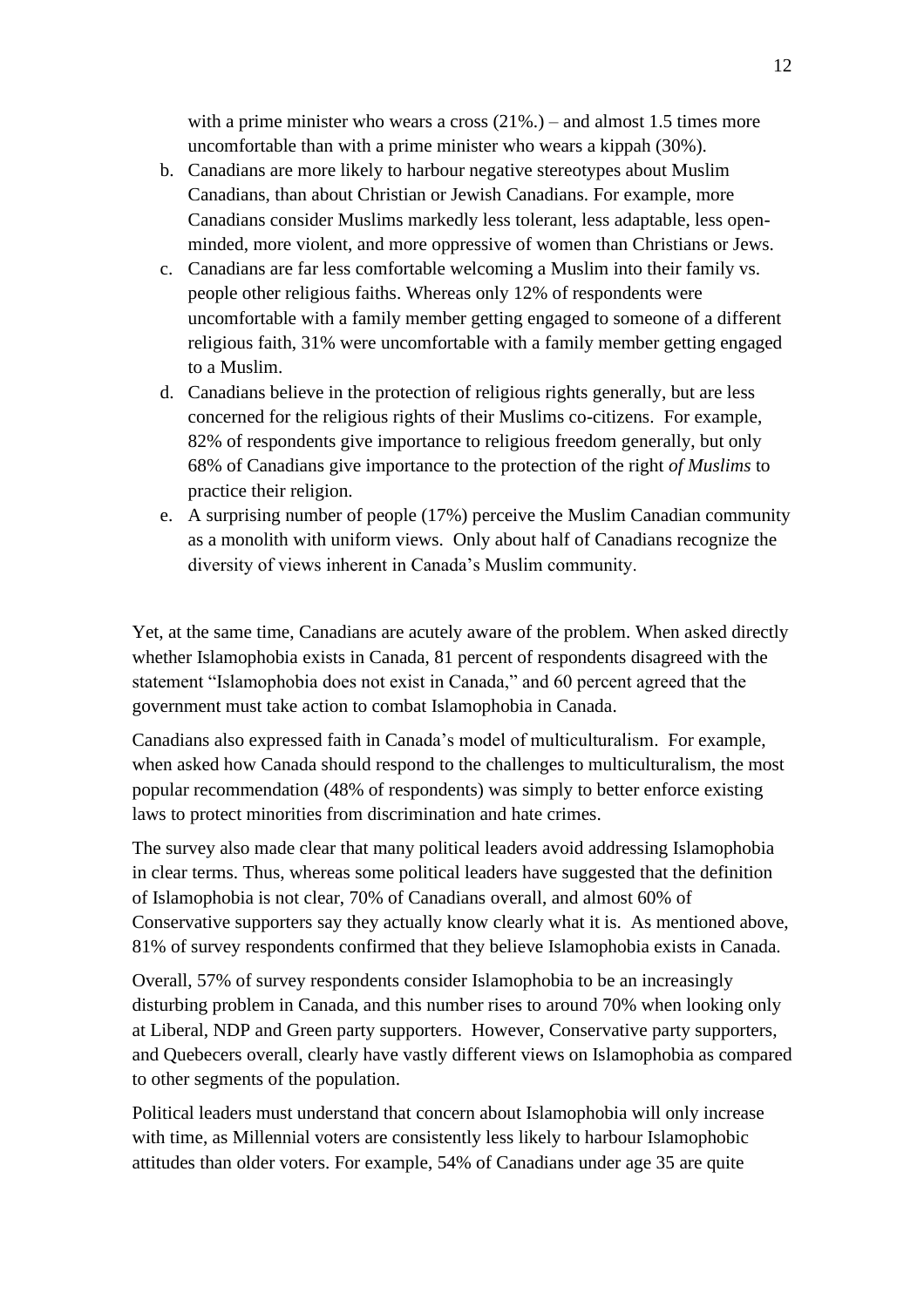with a prime minister who wears a cross (21%.) – and almost 1.5 times more uncomfortable than with a prime minister who wears a kippah (30%).

b. Canadians are more likely to harbour negative stereotypes about Muslim Canadians, than about Christian or Jewish Canadians. For example, more Canadians consider Muslims markedly less tolerant, less adaptable, less open-minded, more violent, and more oppressive of women than Christians or Jews.
c. Canadians are far less comfortable welcoming a Muslim into their family vs. people other religious faiths. Whereas only 12% of respondents were uncomfortable with a family member getting engaged to someone of a different religious faith, 31% were uncomfortable with a family member getting engaged to a Muslim.
d. Canadians believe in the protection of religious rights generally, but are less concerned for the religious rights of their Muslims co-citizens. For example, 82% of respondents give importance to religious freedom generally, but only 68% of Canadians give importance to the protection of the right *of Muslims* to practice their religion.
e. A surprising number of people (17%) perceive the Muslim Canadian community as a monolith with uniform views. Only about half of Canadians recognize the diversity of views inherent in Canada's Muslim community.

Yet, at the same time, Canadians are acutely aware of the problem. When asked directly whether Islamophobia exists in Canada, 81 percent of respondents disagreed with the statement "Islamophobia does not exist in Canada," and 60 percent agreed that the government must take action to combat Islamophobia in Canada.

Canadians also expressed faith in Canada's model of multiculturalism. For example, when asked how Canada should respond to the challenges to multiculturalism, the most popular recommendation (48% of respondents) was simply to better enforce existing laws to protect minorities from discrimination and hate crimes.

The survey also made clear that many political leaders avoid addressing Islamophobia in clear terms. Thus, whereas some political leaders have suggested that the definition of Islamophobia is not clear, 70% of Canadians overall, and almost 60% of Conservative supporters say they actually know clearly what it is. As mentioned above, 81% of survey respondents confirmed that they believe Islamophobia exists in Canada.

Overall, 57% of survey respondents consider Islamophobia to be an increasingly disturbing problem in Canada, and this number rises to around 70% when looking only at Liberal, NDP and Green party supporters. However, Conservative party supporters, and Quebecers overall, clearly have vastly different views on Islamophobia as compared to other segments of the population.

Political leaders must understand that concern about Islamophobia will only increase with time, as Millennial voters are consistently less likely to harbour Islamophobic attitudes than older voters. For example, 54% of Canadians under age 35 are quite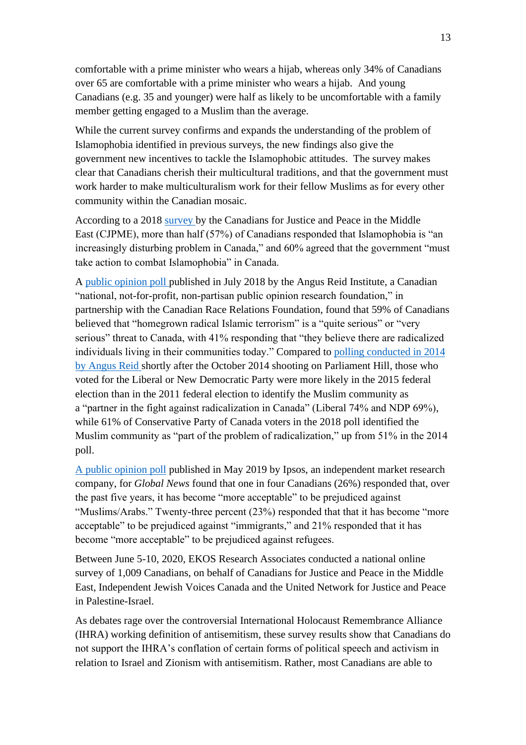comfortable with a prime minister who wears a hijab, whereas only 34% of Canadians over 65 are comfortable with a prime minister who wears a hijab. And young Canadians (e.g. 35 and younger) were half as likely to be uncomfortable with a family member getting engaged to a Muslim than the average.

While the current survey confirms and expands the understanding of the problem of Islamophobia identified in previous surveys, the new findings also give the government new incentives to tackle the Islamophobic attitudes. The survey makes clear that Canadians cherish their multicultural traditions, and that the government must work harder to make multiculturalism work for their fellow Muslims as for every other community within the Canadian mosaic.

According to a 2018 survey by the Canadians for Justice and Peace in the Middle East (CJPME), more than half (57%) of Canadians responded that Islamophobia is "an increasingly disturbing problem in Canada," and 60% agreed that the government "must take action to combat Islamophobia" in Canada.

A public opinion poll published in July 2018 by the Angus Reid Institute, a Canadian "national, not-for-profit, non-partisan public opinion research foundation," in partnership with the Canadian Race Relations Foundation, found that 59% of Canadians believed that "homegrown radical Islamic terrorism" is a "quite serious" or "very serious" threat to Canada, with 41% responding that "they believe there are radicalized individuals living in their communities today." Compared to polling conducted in 2014 by Angus Reid shortly after the October 2014 shooting on Parliament Hill, those who voted for the Liberal or New Democratic Party were more likely in the 2015 federal election than in the 2011 federal election to identify the Muslim community as a "partner in the fight against radicalization in Canada" (Liberal 74% and NDP 69%), while 61% of Conservative Party of Canada voters in the 2018 poll identified the Muslim community as "part of the problem of radicalization," up from 51% in the 2014 poll.

A public opinion poll published in May 2019 by Ipsos, an independent market research company, for *Global News* found that one in four Canadians (26%) responded that, over the past five years, it has become "more acceptable" to be prejudiced against "Muslims/Arabs." Twenty-three percent (23%) responded that that it has become "more acceptable" to be prejudiced against "immigrants," and 21% responded that it has become "more acceptable" to be prejudiced against refugees.

Between June 5-10, 2020, EKOS Research Associates conducted a national online survey of 1,009 Canadians, on behalf of Canadians for Justice and Peace in the Middle East, Independent Jewish Voices Canada and the United Network for Justice and Peace in Palestine-Israel.

As debates rage over the controversial International Holocaust Remembrance Alliance (IHRA) working definition of antisemitism, these survey results show that Canadians do not support the IHRA's conflation of certain forms of political speech and activism in relation to Israel and Zionism with antisemitism. Rather, most Canadians are able to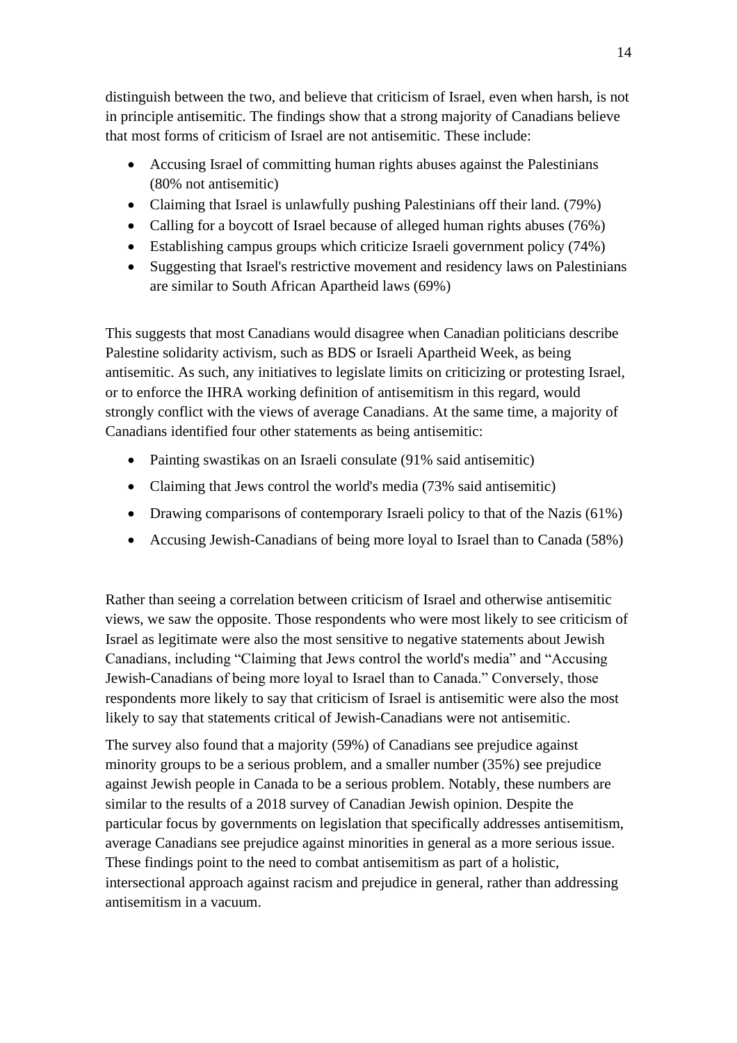distinguish between the two, and believe that criticism of Israel, even when harsh, is not in principle antisemitic. The findings show that a strong majority of Canadians believe that most forms of criticism of Israel are not antisemitic. These include:

- Accusing Israel of committing human rights abuses against the Palestinians (80% not antisemitic)
- Claiming that Israel is unlawfully pushing Palestinians off their land. (79%)
- Calling for a boycott of Israel because of alleged human rights abuses (76%)
- Establishing campus groups which criticize Israeli government policy (74%)
- Suggesting that Israel's restrictive movement and residency laws on Palestinians are similar to South African Apartheid laws (69%)

This suggests that most Canadians would disagree when Canadian politicians describe Palestine solidarity activism, such as BDS or Israeli Apartheid Week, as being antisemitic. As such, any initiatives to legislate limits on criticizing or protesting Israel, or to enforce the IHRA working definition of antisemitism in this regard, would strongly conflict with the views of average Canadians. At the same time, a majority of Canadians identified four other statements as being antisemitic:

- Painting swastikas on an Israeli consulate (91% said antisemitic)
- Claiming that Jews control the world's media (73% said antisemitic)
- Drawing comparisons of contemporary Israeli policy to that of the Nazis (61%)
- Accusing Jewish-Canadians of being more loyal to Israel than to Canada (58%)

Rather than seeing a correlation between criticism of Israel and otherwise antisemitic views, we saw the opposite. Those respondents who were most likely to see criticism of Israel as legitimate were also the most sensitive to negative statements about Jewish Canadians, including "Claiming that Jews control the world's media" and "Accusing Jewish-Canadians of being more loyal to Israel than to Canada." Conversely, those respondents more likely to say that criticism of Israel is antisemitic were also the most likely to say that statements critical of Jewish-Canadians were not antisemitic.

The survey also found that a majority (59%) of Canadians see prejudice against minority groups to be a serious problem, and a smaller number (35%) see prejudice against Jewish people in Canada to be a serious problem. Notably, these numbers are similar to the results of a 2018 survey of Canadian Jewish opinion. Despite the particular focus by governments on legislation that specifically addresses antisemitism, average Canadians see prejudice against minorities in general as a more serious issue. These findings point to the need to combat antisemitism as part of a holistic, intersectional approach against racism and prejudice in general, rather than addressing antisemitism in a vacuum.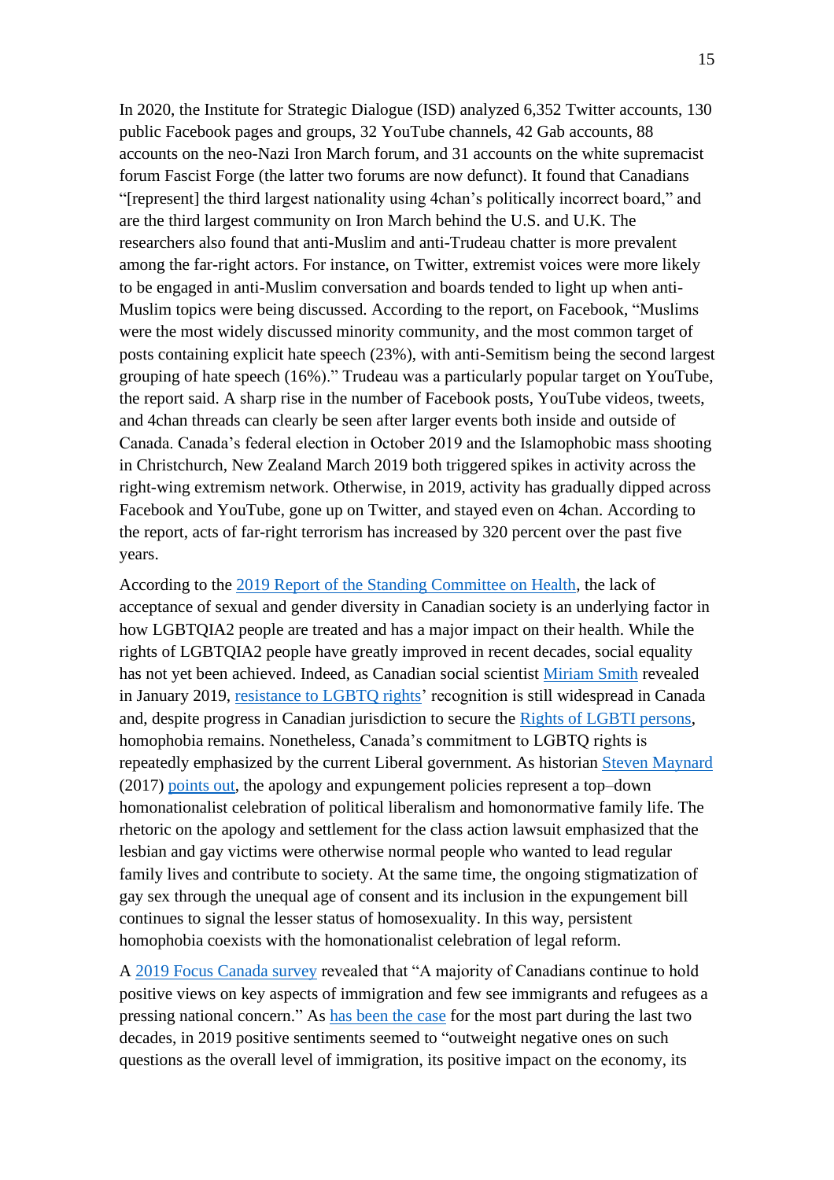In 2020, the Institute for Strategic Dialogue (ISD) analyzed 6,352 Twitter accounts, 130 public Facebook pages and groups, 32 YouTube channels, 42 Gab accounts, 88 accounts on the neo-Nazi Iron March forum, and 31 accounts on the white supremacist forum Fascist Forge (the latter two forums are now defunct). It found that Canadians "[represent] the third largest nationality using 4chan's politically incorrect board," and are the third largest community on Iron March behind the U.S. and U.K. The researchers also found that anti-Muslim and anti-Trudeau chatter is more prevalent among the far-right actors. For instance, on Twitter, extremist voices were more likely to be engaged in anti-Muslim conversation and boards tended to light up when anti-Muslim topics were being discussed. According to the report, on Facebook, "Muslims were the most widely discussed minority community, and the most common target of posts containing explicit hate speech (23%), with anti-Semitism being the second largest grouping of hate speech (16%)." Trudeau was a particularly popular target on YouTube, the report said. A sharp rise in the number of Facebook posts, YouTube videos, tweets, and 4chan threads can clearly be seen after larger events both inside and outside of Canada. Canada's federal election in October 2019 and the Islamophobic mass shooting in Christchurch, New Zealand March 2019 both triggered spikes in activity across the right-wing extremism network. Otherwise, in 2019, activity has gradually dipped across Facebook and YouTube, gone up on Twitter, and stayed even on 4chan. According to the report, acts of far-right terrorism has increased by 320 percent over the past five years.

According to the 2019 Report of the Standing Committee on Health, the lack of acceptance of sexual and gender diversity in Canadian society is an underlying factor in how LGBTQIA2 people are treated and has a major impact on their health. While the rights of LGBTQIA2 people have greatly improved in recent decades, social equality has not yet been achieved. Indeed, as Canadian social scientist Miriam Smith revealed in January 2019, resistance to LGBTQ rights' recognition is still widespread in Canada and, despite progress in Canadian jurisdiction to secure the Rights of LGBTI persons, homophobia remains. Nonetheless, Canada's commitment to LGBTQ rights is repeatedly emphasized by the current Liberal government. As historian Steven Maynard (2017) points out, the apology and expungement policies represent a top–down homonationalist celebration of political liberalism and homonormative family life. The rhetoric on the apology and settlement for the class action lawsuit emphasized that the lesbian and gay victims were otherwise normal people who wanted to lead regular family lives and contribute to society. At the same time, the ongoing stigmatization of gay sex through the unequal age of consent and its inclusion in the expungement bill continues to signal the lesser status of homosexuality. In this way, persistent homophobia coexists with the homonationalist celebration of legal reform.

A 2019 Focus Canada survey revealed that "A majority of Canadians continue to hold positive views on key aspects of immigration and few see immigrants and refugees as a pressing national concern." As has been the case for the most part during the last two decades, in 2019 positive sentiments seemed to "outweight negative ones on such questions as the overall level of immigration, its positive impact on the economy, its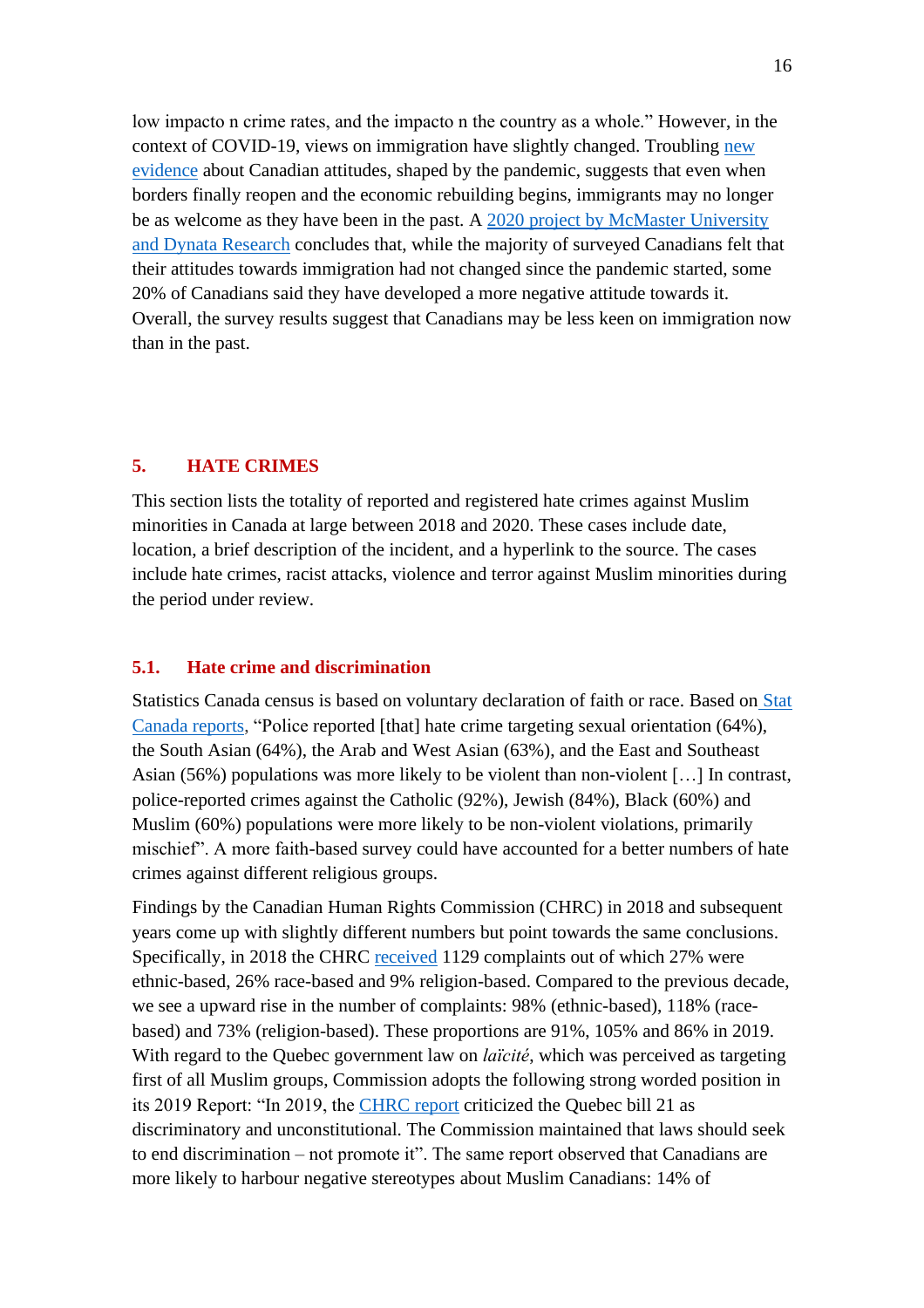low impacto n crime rates, and the impacto n the country as a whole." However, in the context of COVID-19, views on immigration have slightly changed. Troubling [new evidence](#) about Canadian attitudes, shaped by the pandemic, suggests that even when borders finally reopen and the economic rebuilding begins, immigrants may no longer be as welcome as they have been in the past. A [2020 project by McMaster University and Dynata Research](#) concludes that, while the majority of surveyed Canadians felt that their attitudes towards immigration had not changed since the pandemic started, some 20% of Canadians said they have developed a more negative attitude towards it. Overall, the survey results suggest that Canadians may be less keen on immigration now than in the past.

## 5. HATE CRIMES

This section lists the totality of reported and registered hate crimes against Muslim minorities in Canada at large between 2018 and 2020. These cases include date, location, a brief description of the incident, and a hyperlink to the source. The cases include hate crimes, racist attacks, violence and terror against Muslim minorities during the period under review.

### 5.1. Hate crime and discrimination

Statistics Canada census is based on voluntary declaration of faith or race. Based on [Stat Canada reports](#), "Police reported [that] hate crime targeting sexual orientation (64%), the South Asian (64%), the Arab and West Asian (63%), and the East and Southeast Asian (56%) populations was more likely to be violent than non-violent […] In contrast, police-reported crimes against the Catholic (92%), Jewish (84%), Black (60%) and Muslim (60%) populations were more likely to be non-violent violations, primarily mischief". A more faith-based survey could have accounted for a better numbers of hate crimes against different religious groups.

Findings by the Canadian Human Rights Commission (CHRC) in 2018 and subsequent years come up with slightly different numbers but point towards the same conclusions. Specifically, in 2018 the CHRC [received](#) 1129 complaints out of which 27% were ethnic-based, 26% race-based and 9% religion-based. Compared to the previous decade, we see a upward rise in the number of complaints: 98% (ethnic-based), 118% (race-based) and 73% (religion-based). These proportions are 91%, 105% and 86% in 2019. With regard to the Quebec government law on *laïcité*, which was perceived as targeting first of all Muslim groups, Commission adopts the following strong worded position in its 2019 Report: "In 2019, the [CHRC report](#) criticized the Quebec bill 21 as discriminatory and unconstitutional. The Commission maintained that laws should seek to end discrimination – not promote it". The same report observed that Canadians are more likely to harbour negative stereotypes about Muslim Canadians: 14% of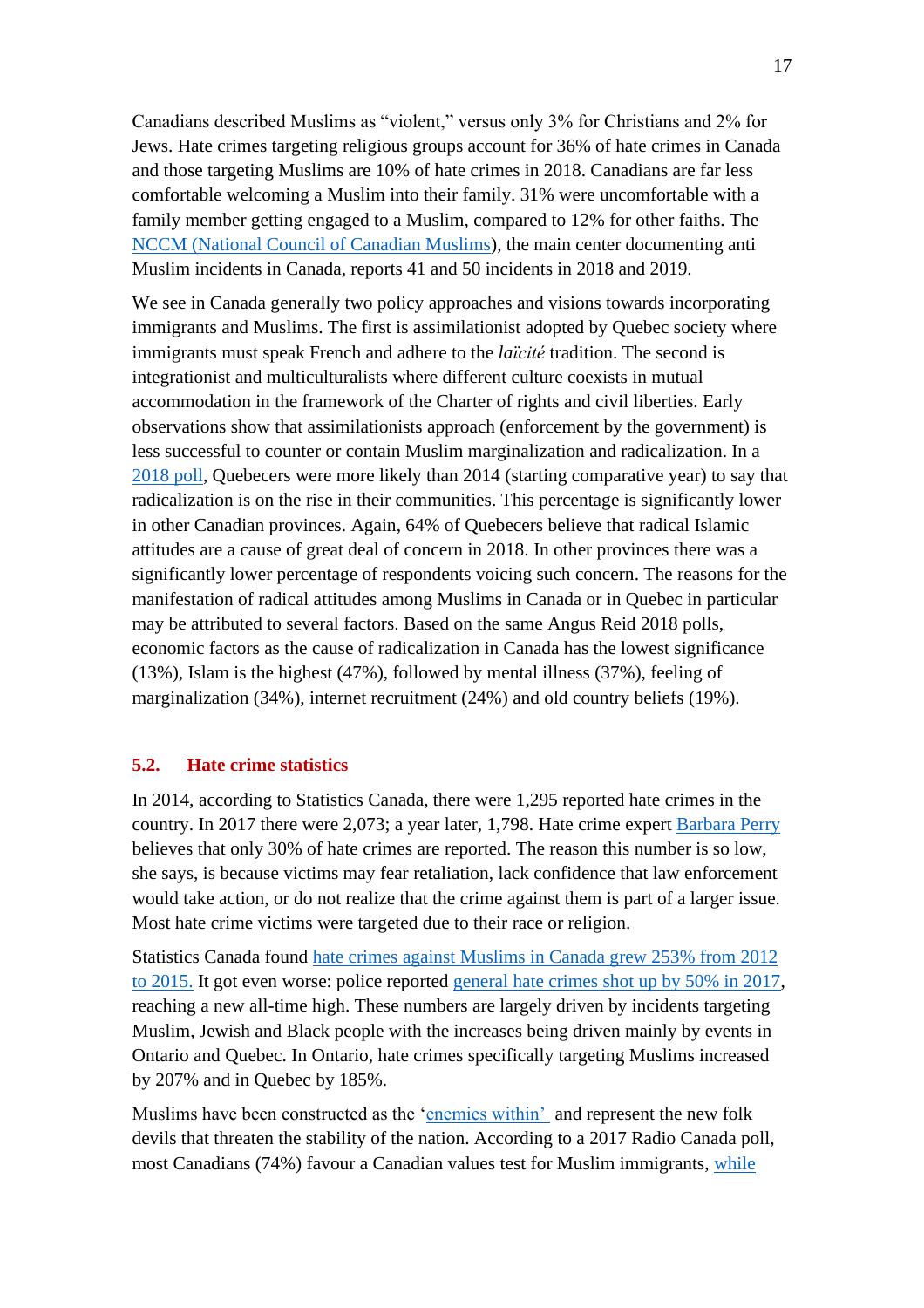Canadians described Muslims as "violent," versus only 3% for Christians and 2% for Jews. Hate crimes targeting religious groups account for 36% of hate crimes in Canada and those targeting Muslims are 10% of hate crimes in 2018. Canadians are far less comfortable welcoming a Muslim into their family. 31% were uncomfortable with a family member getting engaged to a Muslim, compared to 12% for other faiths. The NCCM (National Council of Canadian Muslims), the main center documenting anti Muslim incidents in Canada, reports 41 and 50 incidents in 2018 and 2019.

We see in Canada generally two policy approaches and visions towards incorporating immigrants and Muslims. The first is assimilationist adopted by Quebec society where immigrants must speak French and adhere to the *laïcité* tradition. The second is integrationist and multiculturalists where different culture coexists in mutual accommodation in the framework of the Charter of rights and civil liberties. Early observations show that assimilationists approach (enforcement by the government) is less successful to counter or contain Muslim marginalization and radicalization. In a 2018 poll, Quebecers were more likely than 2014 (starting comparative year) to say that radicalization is on the rise in their communities. This percentage is significantly lower in other Canadian provinces. Again, 64% of Quebecers believe that radical Islamic attitudes are a cause of great deal of concern in 2018. In other provinces there was a significantly lower percentage of respondents voicing such concern. The reasons for the manifestation of radical attitudes among Muslims in Canada or in Quebec in particular may be attributed to several factors. Based on the same Angus Reid 2018 polls, economic factors as the cause of radicalization in Canada has the lowest significance (13%), Islam is the highest (47%), followed by mental illness (37%), feeling of marginalization (34%), internet recruitment (24%) and old country beliefs (19%).

### 5.2. Hate crime statistics

In 2014, according to Statistics Canada, there were 1,295 reported hate crimes in the country. In 2017 there were 2,073; a year later, 1,798. Hate crime expert Barbara Perry believes that only 30% of hate crimes are reported. The reason this number is so low, she says, is because victims may fear retaliation, lack confidence that law enforcement would take action, or do not realize that the crime against them is part of a larger issue. Most hate crime victims were targeted due to their race or religion.

Statistics Canada found hate crimes against Muslims in Canada grew 253% from 2012 to 2015. It got even worse: police reported general hate crimes shot up by 50% in 2017, reaching a new all-time high. These numbers are largely driven by incidents targeting Muslim, Jewish and Black people with the increases being driven mainly by events in Ontario and Quebec. In Ontario, hate crimes specifically targeting Muslims increased by 207% and in Quebec by 185%.

Muslims have been constructed as the 'enemies within' and represent the new folk devils that threaten the stability of the nation. According to a 2017 Radio Canada poll, most Canadians (74%) favour a Canadian values test for Muslim immigrants, while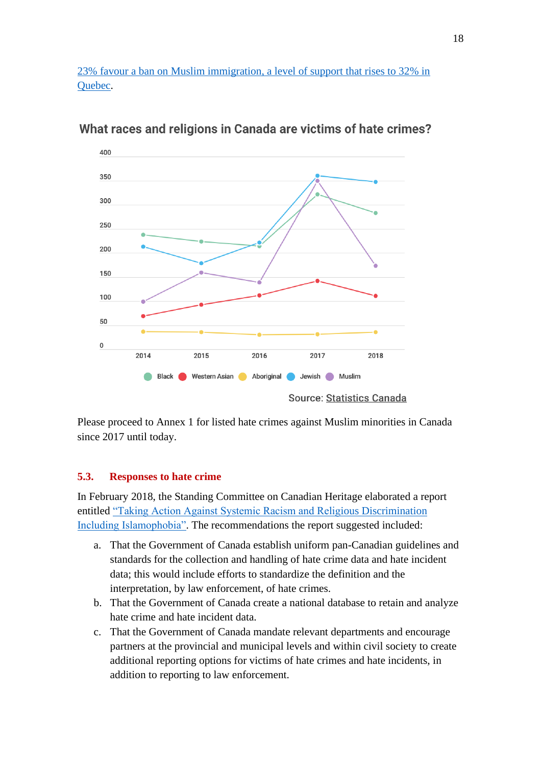[23% favour a ban on Muslim immigration, a level of support that rises to 32% in Quebec].

What races and religions in Canada are victims of hate crimes?

400
350
300
250
200
150
100
50
0

2014 2015 2016 2017 2018

Black Western Asian Aboriginal Jewish Muslim

Source: Statistics Canada

Please proceed to Annex 1 for listed hate crimes against Muslim minorities in Canada since 2017 until today.

### 5.3. Responses to hate crime

In February 2018, the Standing Committee on Canadian Heritage elaborated a report entitled ["Taking Action Against Systemic Racism and Religious Discrimination Including Islamophobia"]. The recommendations the report suggested included:

a. That the Government of Canada establish uniform pan-Canadian guidelines and standards for the collection and handling of hate crime data and hate incident data; this would include efforts to standardize the definition and the interpretation, by law enforcement, of hate crimes.
b. That the Government of Canada create a national database to retain and analyze hate crime and hate incident data.
c. That the Government of Canada mandate relevant departments and encourage partners at the provincial and municipal levels and within civil society to create additional reporting options for victims of hate crimes and hate incidents, in addition to reporting to law enforcement.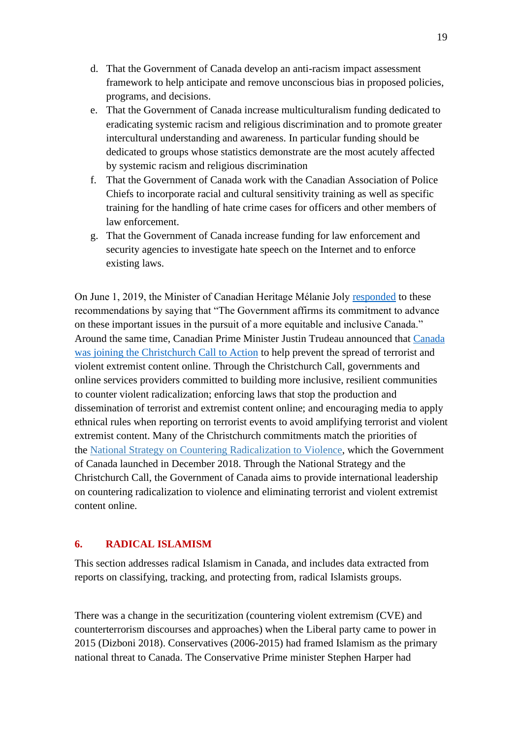d. That the Government of Canada develop an anti-racism impact assessment framework to help anticipate and remove unconscious bias in proposed policies, programs, and decisions.

e. That the Government of Canada increase multiculturalism funding dedicated to eradicating systemic racism and religious discrimination and to promote greater intercultural understanding and awareness. In particular funding should be dedicated to groups whose statistics demonstrate are the most acutely affected by systemic racism and religious discrimination

f. That the Government of Canada work with the Canadian Association of Police Chiefs to incorporate racial and cultural sensitivity training as well as specific training for the handling of hate crime cases for officers and other members of law enforcement.

g. That the Government of Canada increase funding for law enforcement and security agencies to investigate hate speech on the Internet and to enforce existing laws.

On June 1, 2019, the Minister of Canadian Heritage Mélanie Joly responded to these recommendations by saying that "The Government affirms its commitment to advance on these important issues in the pursuit of a more equitable and inclusive Canada." Around the same time, Canadian Prime Minister Justin Trudeau announced that Canada was joining the Christchurch Call to Action to help prevent the spread of terrorist and violent extremist content online. Through the Christchurch Call, governments and online services providers committed to building more inclusive, resilient communities to counter violent radicalization; enforcing laws that stop the production and dissemination of terrorist and extremist content online; and encouraging media to apply ethnical rules when reporting on terrorist events to avoid amplifying terrorist and violent extremist content. Many of the Christchurch commitments match the priorities of the National Strategy on Countering Radicalization to Violence, which the Government of Canada launched in December 2018. Through the National Strategy and the Christchurch Call, the Government of Canada aims to provide international leadership on countering radicalization to violence and eliminating terrorist and violent extremist content online.

## 6. RADICAL ISLAMISM

This section addresses radical Islamism in Canada, and includes data extracted from reports on classifying, tracking, and protecting from, radical Islamists groups.

There was a change in the securitization (countering violent extremism (CVE) and counterterrorism discourses and approaches) when the Liberal party came to power in 2015 (Dizboni 2018). Conservatives (2006-2015) had framed Islamism as the primary national threat to Canada. The Conservative Prime minister Stephen Harper had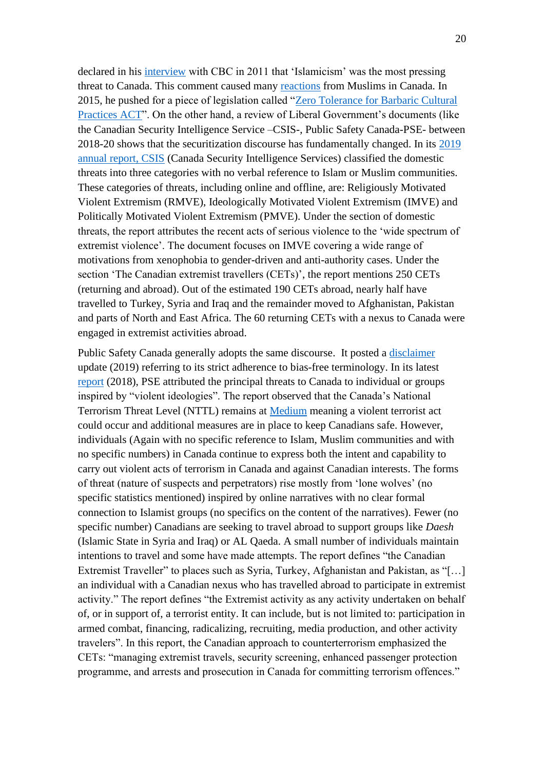declared in his interview with CBC in 2011 that ‘Islamicism’ was the most pressing threat to Canada. This comment caused many reactions from Muslims in Canada. In 2015, he pushed for a piece of legislation called “Zero Tolerance for Barbaric Cultural Practices ACT”. On the other hand, a review of Liberal Government’s documents (like the Canadian Security Intelligence Service –CSIS-, Public Safety Canada-PSE- between 2018-20 shows that the securitization discourse has fundamentally changed. In its 2019 annual report, CSIS (Canada Security Intelligence Services) classified the domestic threats into three categories with no verbal reference to Islam or Muslim communities. These categories of threats, including online and offline, are: Religiously Motivated Violent Extremism (RMVE), Ideologically Motivated Violent Extremism (IMVE) and Politically Motivated Violent Extremism (PMVE). Under the section of domestic threats, the report attributes the recent acts of serious violence to the ‘wide spectrum of extremist violence’. The document focuses on IMVE covering a wide range of motivations from xenophobia to gender-driven and anti-authority cases. Under the section ‘The Canadian extremist travellers (CETs)’, the report mentions 250 CETs (returning and abroad). Out of the estimated 190 CETs abroad, nearly half have travelled to Turkey, Syria and Iraq and the remainder moved to Afghanistan, Pakistan and parts of North and East Africa. The 60 returning CETs with a nexus to Canada were engaged in extremist activities abroad.

Public Safety Canada generally adopts the same discourse. It posted a disclaimer update (2019) referring to its strict adherence to bias-free terminology. In its latest report (2018), PSE attributed the principal threats to Canada to individual or groups inspired by “violent ideologies”. The report observed that the Canada’s National Terrorism Threat Level (NTTL) remains at Medium meaning a violent terrorist act could occur and additional measures are in place to keep Canadians safe. However, individuals (Again with no specific reference to Islam, Muslim communities and with no specific numbers) in Canada continue to express both the intent and capability to carry out violent acts of terrorism in Canada and against Canadian interests. The forms of threat (nature of suspects and perpetrators) rise mostly from ‘lone wolves’ (no specific statistics mentioned) inspired by online narratives with no clear formal connection to Islamist groups (no specifics on the content of the narratives). Fewer (no specific number) Canadians are seeking to travel abroad to support groups like *Daesh* (Islamic State in Syria and Iraq) or AL Qaeda. A small number of individuals maintain intentions to travel and some have made attempts. The report defines “the Canadian Extremist Traveller” to places such as Syria, Turkey, Afghanistan and Pakistan, as “[…] an individual with a Canadian nexus who has travelled abroad to participate in extremist activity.” The report defines “the Extremist activity as any activity undertaken on behalf of, or in support of, a terrorist entity. It can include, but is not limited to: participation in armed combat, financing, radicalizing, recruiting, media production, and other activity travelers”. In this report, the Canadian approach to counterterrorism emphasized the CETs: “managing extremist travels, security screening, enhanced passenger protection programme, and arrests and prosecution in Canada for committing terrorism offences.”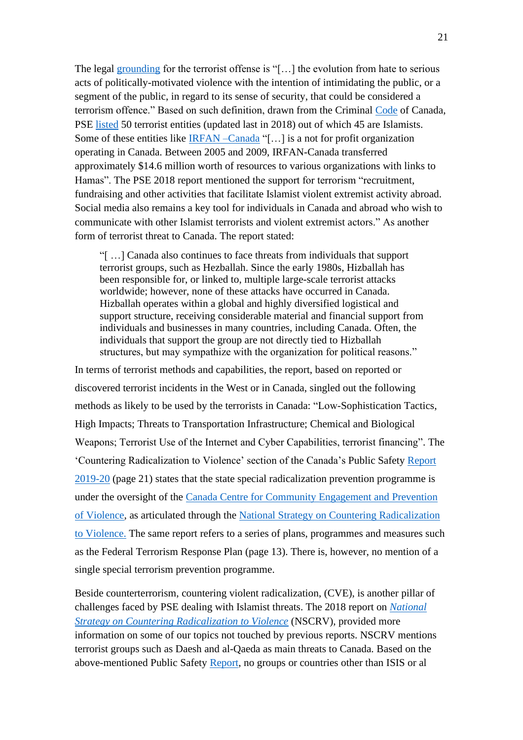The legal grounding for the terrorist offense is "[…] the evolution from hate to serious acts of politically-motivated violence with the intention of intimidating the public, or a segment of the public, in regard to its sense of security, that could be considered a terrorism offence." Based on such definition, drawn from the Criminal Code of Canada, PSE listed 50 terrorist entities (updated last in 2018) out of which 45 are Islamists. Some of these entities like IRFAN –Canada "[…] is a not for profit organization operating in Canada. Between 2005 and 2009, IRFAN-Canada transferred approximately $14.6 million worth of resources to various organizations with links to Hamas". The PSE 2018 report mentioned the support for terrorism "recruitment, fundraising and other activities that facilitate Islamist violent extremist activity abroad. Social media also remains a key tool for individuals in Canada and abroad who wish to communicate with other Islamist terrorists and violent extremist actors." As another form of terrorist threat to Canada. The report stated:

> "[ …] Canada also continues to face threats from individuals that support terrorist groups, such as Hezballah. Since the early 1980s, Hizballah has been responsible for, or linked to, multiple large-scale terrorist attacks worldwide; however, none of these attacks have occurred in Canada. Hizballah operates within a global and highly diversified logistical and support structure, receiving considerable material and financial support from individuals and businesses in many countries, including Canada. Often, the individuals that support the group are not directly tied to Hizballah structures, but may sympathize with the organization for political reasons."

In terms of terrorist methods and capabilities, the report, based on reported or discovered terrorist incidents in the West or in Canada, singled out the following methods as likely to be used by the terrorists in Canada: "Low-Sophistication Tactics, High Impacts; Threats to Transportation Infrastructure; Chemical and Biological Weapons; Terrorist Use of the Internet and Cyber Capabilities, terrorist financing". The 'Countering Radicalization to Violence' section of the Canada's Public Safety Report 2019-20 (page 21) states that the state special radicalization prevention programme is under the oversight of the Canada Centre for Community Engagement and Prevention of Violence, as articulated through the National Strategy on Countering Radicalization to Violence. The same report refers to a series of plans, programmes and measures such as the Federal Terrorism Response Plan (page 13). There is, however, no mention of a single special terrorism prevention programme.

Beside counterterrorism, countering violent radicalization, (CVE), is another pillar of challenges faced by PSE dealing with Islamist threats. The 2018 report on *National Strategy on Countering Radicalization to Violence* (NSCRV), provided more information on some of our topics not touched by previous reports. NSCRV mentions terrorist groups such as Daesh and al-Qaeda as main threats to Canada. Based on the above-mentioned Public Safety Report, no groups or countries other than ISIS or al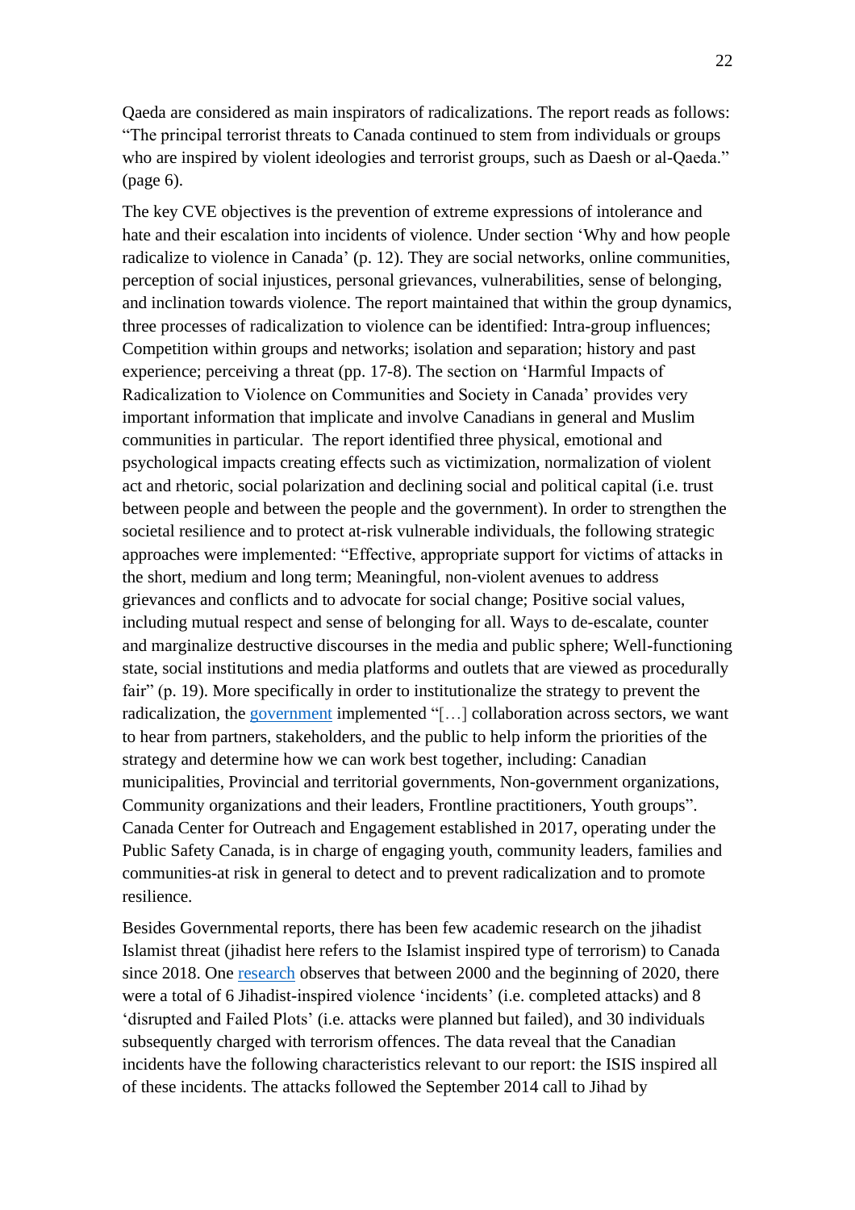Qaeda are considered as main inspirators of radicalizations. The report reads as follows: “The principal terrorist threats to Canada continued to stem from individuals or groups who are inspired by violent ideologies and terrorist groups, such as Daesh or al-Qaeda.” (page 6).

The key CVE objectives is the prevention of extreme expressions of intolerance and hate and their escalation into incidents of violence. Under section ‘Why and how people radicalize to violence in Canada’ (p. 12). They are social networks, online communities, perception of social injustices, personal grievances, vulnerabilities, sense of belonging, and inclination towards violence. The report maintained that within the group dynamics, three processes of radicalization to violence can be identified: Intra-group influences; Competition within groups and networks; isolation and separation; history and past experience; perceiving a threat (pp. 17-8). The section on ‘Harmful Impacts of Radicalization to Violence on Communities and Society in Canada’ provides very important information that implicate and involve Canadians in general and Muslim communities in particular. The report identified three physical, emotional and psychological impacts creating effects such as victimization, normalization of violent act and rhetoric, social polarization and declining social and political capital (i.e. trust between people and between the people and the government). In order to strengthen the societal resilience and to protect at-risk vulnerable individuals, the following strategic approaches were implemented: “Effective, appropriate support for victims of attacks in the short, medium and long term; Meaningful, non-violent avenues to address grievances and conflicts and to advocate for social change; Positive social values, including mutual respect and sense of belonging for all. Ways to de-escalate, counter and marginalize destructive discourses in the media and public sphere; Well-functioning state, social institutions and media platforms and outlets that are viewed as procedurally fair” (p. 19). More specifically in order to institutionalize the strategy to prevent the radicalization, the government implemented “[…] collaboration across sectors, we want to hear from partners, stakeholders, and the public to help inform the priorities of the strategy and determine how we can work best together, including: Canadian municipalities, Provincial and territorial governments, Non-government organizations, Community organizations and their leaders, Frontline practitioners, Youth groups”. Canada Center for Outreach and Engagement established in 2017, operating under the Public Safety Canada, is in charge of engaging youth, community leaders, families and communities-at risk in general to detect and to prevent radicalization and to promote resilience.

Besides Governmental reports, there has been few academic research on the jihadist Islamist threat (jihadist here refers to the Islamist inspired type of terrorism) to Canada since 2018. One research observes that between 2000 and the beginning of 2020, there were a total of 6 Jihadist-inspired violence ‘incidents’ (i.e. completed attacks) and 8 ‘disrupted and Failed Plots’ (i.e. attacks were planned but failed), and 30 individuals subsequently charged with terrorism offences. The data reveal that the Canadian incidents have the following characteristics relevant to our report: the ISIS inspired all of these incidents. The attacks followed the September 2014 call to Jihad by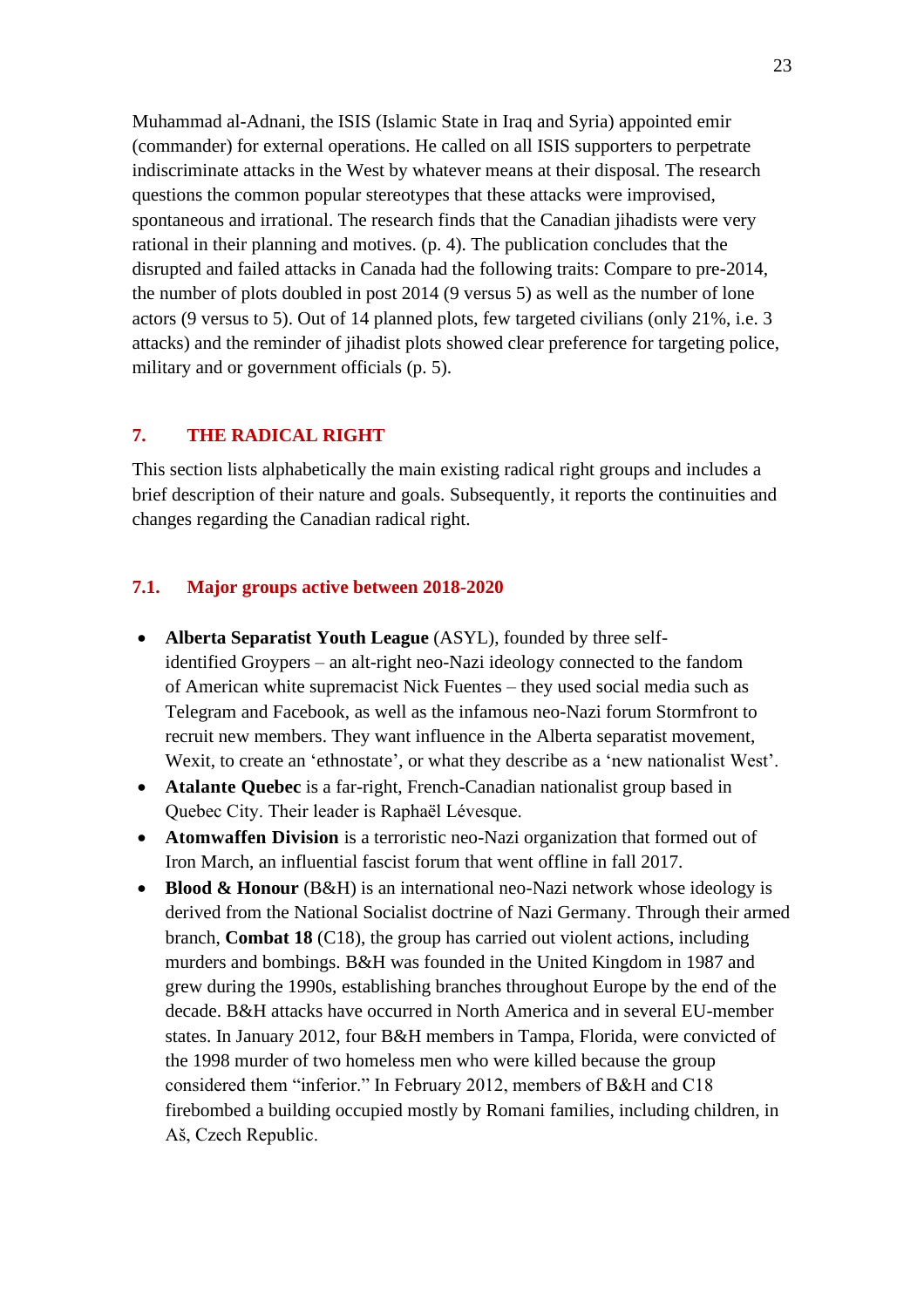Muhammad al-Adnani, the ISIS (Islamic State in Iraq and Syria) appointed emir (commander) for external operations. He called on all ISIS supporters to perpetrate indiscriminate attacks in the West by whatever means at their disposal. The research questions the common popular stereotypes that these attacks were improvised, spontaneous and irrational. The research finds that the Canadian jihadists were very rational in their planning and motives. (p. 4). The publication concludes that the disrupted and failed attacks in Canada had the following traits: Compare to pre-2014, the number of plots doubled in post 2014 (9 versus 5) as well as the number of lone actors (9 versus to 5). Out of 14 planned plots, few targeted civilians (only 21%, i.e. 3 attacks) and the reminder of jihadist plots showed clear preference for targeting police, military and or government officials (p. 5).

## 7. THE RADICAL RIGHT

This section lists alphabetically the main existing radical right groups and includes a brief description of their nature and goals. Subsequently, it reports the continuities and changes regarding the Canadian radical right.

### 7.1. Major groups active between 2018-2020

- **Alberta Separatist Youth League** (ASYL), founded by three self-identified Groypers – an alt-right neo-Nazi ideology connected to the fandom of American white supremacist Nick Fuentes – they used social media such as Telegram and Facebook, as well as the infamous neo-Nazi forum Stormfront to recruit new members. They want influence in the Alberta separatist movement, Wexit, to create an 'ethnostate', or what they describe as a 'new nationalist West'.
- **Atalante Quebec** is a far-right, French-Canadian nationalist group based in Quebec City. Their leader is Raphaël Lévesque.
- **Atomwaffen Division** is a terroristic neo-Nazi organization that formed out of Iron March, an influential fascist forum that went offline in fall 2017.
- **Blood & Honour** (B&H) is an international neo-Nazi network whose ideology is derived from the National Socialist doctrine of Nazi Germany. Through their armed branch, **Combat 18** (C18), the group has carried out violent actions, including murders and bombings. B&H was founded in the United Kingdom in 1987 and grew during the 1990s, establishing branches throughout Europe by the end of the decade. B&H attacks have occurred in North America and in several EU-member states. In January 2012, four B&H members in Tampa, Florida, were convicted of the 1998 murder of two homeless men who were killed because the group considered them "inferior." In February 2012, members of B&H and C18 firebombed a building occupied mostly by Romani families, including children, in Aš, Czech Republic.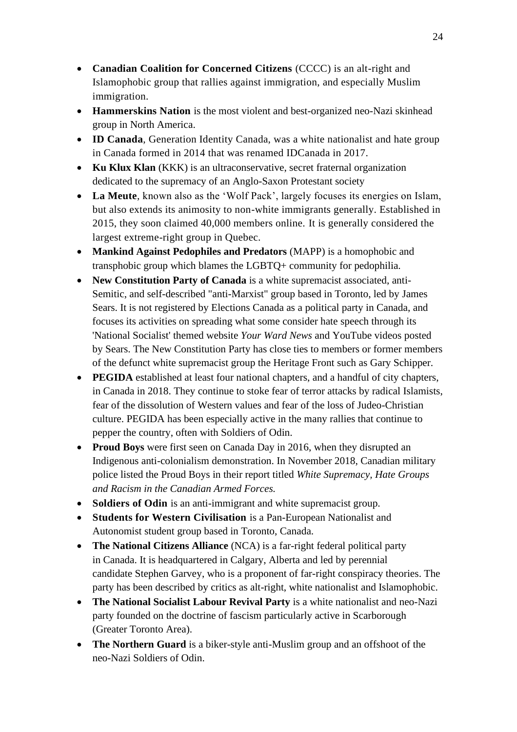- **Canadian Coalition for Concerned Citizens** (CCCC) is an alt-right and Islamophobic group that rallies against immigration, and especially Muslim immigration.
- **Hammerskins Nation** is the most violent and best-organized neo-Nazi skinhead group in North America.
- **ID Canada**, Generation Identity Canada, was a white nationalist and hate group in Canada formed in 2014 that was renamed IDCanada in 2017.
- **Ku Klux Klan** (KKK) is an ultraconservative, secret fraternal organization dedicated to the supremacy of an Anglo-Saxon Protestant society
- **La Meute**, known also as the 'Wolf Pack', largely focuses its energies on Islam, but also extends its animosity to non-white immigrants generally. Established in 2015, they soon claimed 40,000 members online. It is generally considered the largest extreme-right group in Quebec.
- **Mankind Against Pedophiles and Predators** (MAPP) is a homophobic and transphobic group which blames the LGBTQ+ community for pedophilia.
- **New Constitution Party of Canada** is a white supremacist associated, anti-Semitic, and self-described "anti-Marxist" group based in Toronto, led by James Sears. It is not registered by Elections Canada as a political party in Canada, and focuses its activities on spreading what some consider hate speech through its 'National Socialist' themed website *Your Ward News* and YouTube videos posted by Sears. The New Constitution Party has close ties to members or former members of the defunct white supremacist group the Heritage Front such as Gary Schipper.
- **PEGIDA** established at least four national chapters, and a handful of city chapters, in Canada in 2018. They continue to stoke fear of terror attacks by radical Islamists, fear of the dissolution of Western values and fear of the loss of Judeo-Christian culture. PEGIDA has been especially active in the many rallies that continue to pepper the country, often with Soldiers of Odin.
- **Proud Boys** were first seen on Canada Day in 2016, when they disrupted an Indigenous anti-colonialism demonstration. In November 2018, Canadian military police listed the Proud Boys in their report titled *White Supremacy, Hate Groups and Racism in the Canadian Armed Forces.*
- **Soldiers of Odin** is an anti-immigrant and white supremacist group.
- **Students for Western Civilisation** is a Pan-European Nationalist and Autonomist student group based in Toronto, Canada.
- **The National Citizens Alliance** (NCA) is a far-right federal political party in Canada. It is headquartered in Calgary, Alberta and led by perennial candidate Stephen Garvey, who is a proponent of far-right conspiracy theories. The party has been described by critics as alt-right, white nationalist and Islamophobic.
- **The National Socialist Labour Revival Party** is a white nationalist and neo-Nazi party founded on the doctrine of fascism particularly active in Scarborough (Greater Toronto Area).
- **The Northern Guard** is a biker-style anti-Muslim group and an offshoot of the neo-Nazi Soldiers of Odin.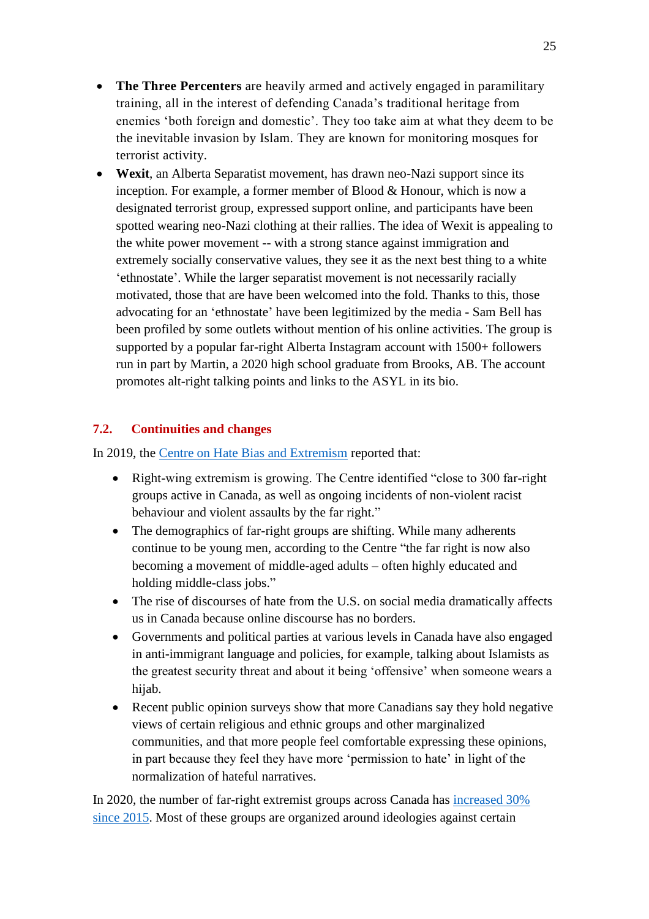- **The Three Percenters** are heavily armed and actively engaged in paramilitary training, all in the interest of defending Canada's traditional heritage from enemies 'both foreign and domestic'. They too take aim at what they deem to be the inevitable invasion by Islam. They are known for monitoring mosques for terrorist activity.
- **Wexit**, an Alberta Separatist movement, has drawn neo-Nazi support since its inception. For example, a former member of Blood & Honour, which is now a designated terrorist group, expressed support online, and participants have been spotted wearing neo-Nazi clothing at their rallies. The idea of Wexit is appealing to the white power movement -- with a strong stance against immigration and extremely socially conservative values, they see it as the next best thing to a white 'ethnostate'. While the larger separatist movement is not necessarily racially motivated, those that are have been welcomed into the fold. Thanks to this, those advocating for an 'ethnostate' have been legitimized by the media - Sam Bell has been profiled by some outlets without mention of his online activities. The group is supported by a popular far-right Alberta Instagram account with 1500+ followers run in part by Martin, a 2020 high school graduate from Brooks, AB. The account promotes alt-right talking points and links to the ASYL in its bio.

### 7.2. Continuities and changes

In 2019, the Centre on Hate Bias and Extremism reported that:

- Right-wing extremism is growing. The Centre identified "close to 300 far-right groups active in Canada, as well as ongoing incidents of non-violent racist behaviour and violent assaults by the far right."
- The demographics of far-right groups are shifting. While many adherents continue to be young men, according to the Centre "the far right is now also becoming a movement of middle-aged adults – often highly educated and holding middle-class jobs."
- The rise of discourses of hate from the U.S. on social media dramatically affects us in Canada because online discourse has no borders.
- Governments and political parties at various levels in Canada have also engaged in anti-immigrant language and policies, for example, talking about Islamists as the greatest security threat and about it being 'offensive' when someone wears a hijab.
- Recent public opinion surveys show that more Canadians say they hold negative views of certain religious and ethnic groups and other marginalized communities, and that more people feel comfortable expressing these opinions, in part because they feel they have more 'permission to hate' in light of the normalization of hateful narratives.

In 2020, the number of far-right extremist groups across Canada has increased 30% since 2015. Most of these groups are organized around ideologies against certain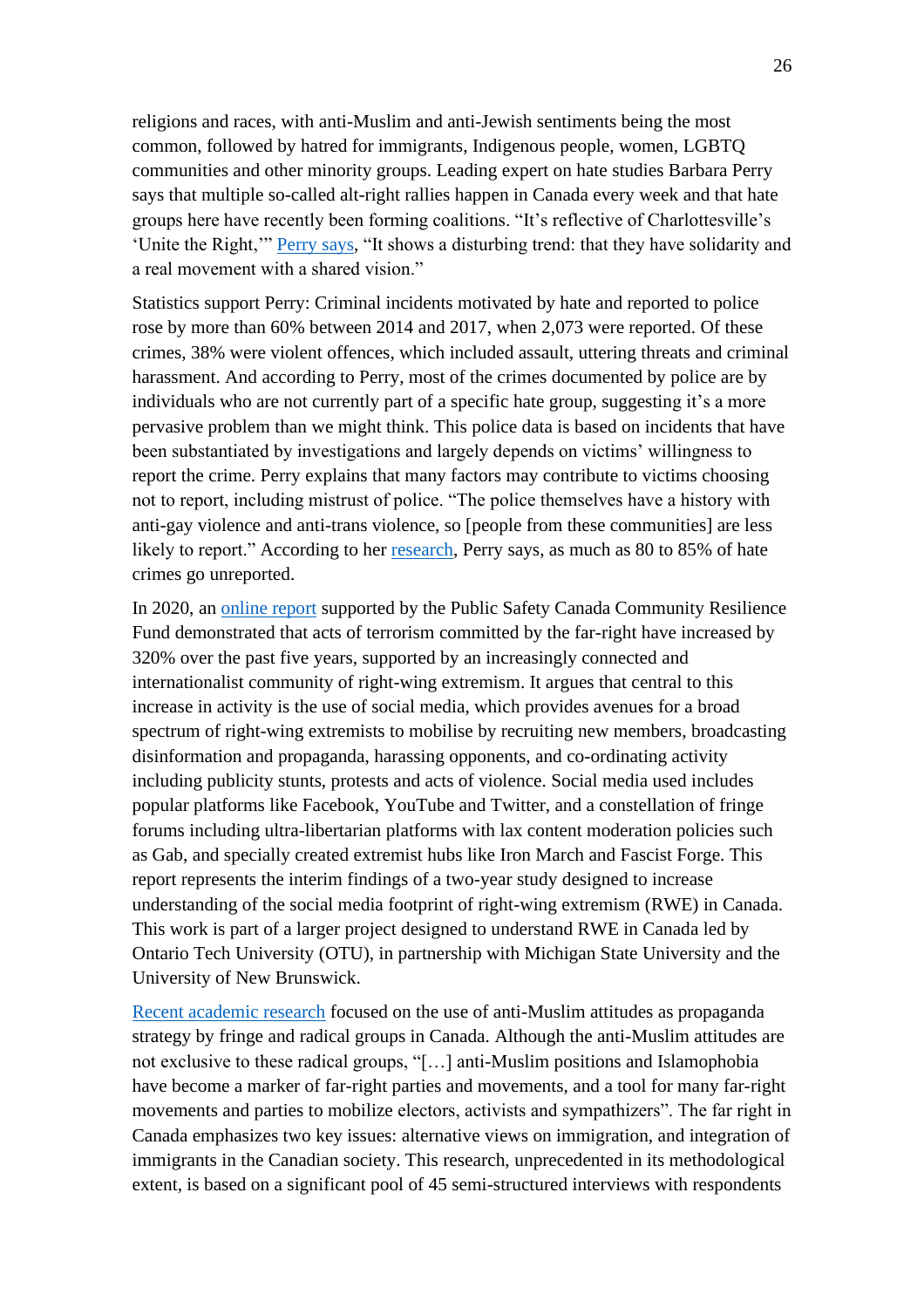religions and races, with anti-Muslim and anti-Jewish sentiments being the most common, followed by hatred for immigrants, Indigenous people, women, LGBTQ communities and other minority groups. Leading expert on hate studies Barbara Perry says that multiple so-called alt-right rallies happen in Canada every week and that hate groups here have recently been forming coalitions. "It's reflective of Charlottesville's 'Unite the Right,'" Perry says, "It shows a disturbing trend: that they have solidarity and a real movement with a shared vision."

Statistics support Perry: Criminal incidents motivated by hate and reported to police rose by more than 60% between 2014 and 2017, when 2,073 were reported. Of these crimes, 38% were violent offences, which included assault, uttering threats and criminal harassment. And according to Perry, most of the crimes documented by police are by individuals who are not currently part of a specific hate group, suggesting it's a more pervasive problem than we might think. This police data is based on incidents that have been substantiated by investigations and largely depends on victims' willingness to report the crime. Perry explains that many factors may contribute to victims choosing not to report, including mistrust of police. "The police themselves have a history with anti-gay violence and anti-trans violence, so [people from these communities] are less likely to report." According to her research, Perry says, as much as 80 to 85% of hate crimes go unreported.

In 2020, an online report supported by the Public Safety Canada Community Resilience Fund demonstrated that acts of terrorism committed by the far-right have increased by 320% over the past five years, supported by an increasingly connected and internationalist community of right-wing extremism. It argues that central to this increase in activity is the use of social media, which provides avenues for a broad spectrum of right-wing extremists to mobilise by recruiting new members, broadcasting disinformation and propaganda, harassing opponents, and co-ordinating activity including publicity stunts, protests and acts of violence. Social media used includes popular platforms like Facebook, YouTube and Twitter, and a constellation of fringe forums including ultra-libertarian platforms with lax content moderation policies such as Gab, and specially created extremist hubs like Iron March and Fascist Forge. This report represents the interim findings of a two-year study designed to increase understanding of the social media footprint of right-wing extremism (RWE) in Canada. This work is part of a larger project designed to understand RWE in Canada led by Ontario Tech University (OTU), in partnership with Michigan State University and the University of New Brunswick.

Recent academic research focused on the use of anti-Muslim attitudes as propaganda strategy by fringe and radical groups in Canada. Although the anti-Muslim attitudes are not exclusive to these radical groups, "[…] anti-Muslim positions and Islamophobia have become a marker of far-right parties and movements, and a tool for many far-right movements and parties to mobilize electors, activists and sympathizers". The far right in Canada emphasizes two key issues: alternative views on immigration, and integration of immigrants in the Canadian society. This research, unprecedented in its methodological extent, is based on a significant pool of 45 semi-structured interviews with respondents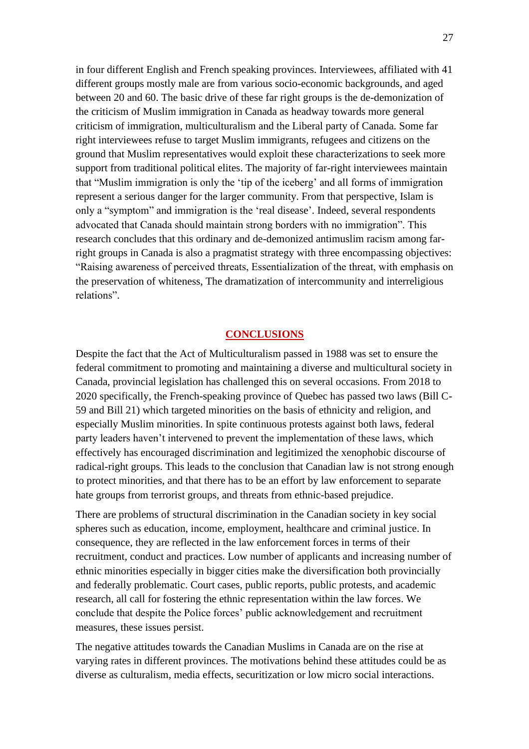in four different English and French speaking provinces. Interviewees, affiliated with 41 different groups mostly male are from various socio-economic backgrounds, and aged between 20 and 60. The basic drive of these far right groups is the de-demonization of the criticism of Muslim immigration in Canada as headway towards more general criticism of immigration, multiculturalism and the Liberal party of Canada. Some far right interviewees refuse to target Muslim immigrants, refugees and citizens on the ground that Muslim representatives would exploit these characterizations to seek more support from traditional political elites. The majority of far-right interviewees maintain that "Muslim immigration is only the 'tip of the iceberg' and all forms of immigration represent a serious danger for the larger community. From that perspective, Islam is only a "symptom" and immigration is the 'real disease'. Indeed, several respondents advocated that Canada should maintain strong borders with no immigration". This research concludes that this ordinary and de-demonized antimuslim racism among far-right groups in Canada is also a pragmatist strategy with three encompassing objectives: "Raising awareness of perceived threats, Essentialization of the threat, with emphasis on the preservation of whiteness, The dramatization of intercommunity and interreligious relations".

## CONCLUSIONS

Despite the fact that the Act of Multiculturalism passed in 1988 was set to ensure the federal commitment to promoting and maintaining a diverse and multicultural society in Canada, provincial legislation has challenged this on several occasions. From 2018 to 2020 specifically, the French-speaking province of Quebec has passed two laws (Bill C-59 and Bill 21) which targeted minorities on the basis of ethnicity and religion, and especially Muslim minorities. In spite continuous protests against both laws, federal party leaders haven't intervened to prevent the implementation of these laws, which effectively has encouraged discrimination and legitimized the xenophobic discourse of radical-right groups. This leads to the conclusion that Canadian law is not strong enough to protect minorities, and that there has to be an effort by law enforcement to separate hate groups from terrorist groups, and threats from ethnic-based prejudice.

There are problems of structural discrimination in the Canadian society in key social spheres such as education, income, employment, healthcare and criminal justice. In consequence, they are reflected in the law enforcement forces in terms of their recruitment, conduct and practices. Low number of applicants and increasing number of ethnic minorities especially in bigger cities make the diversification both provincially and federally problematic. Court cases, public reports, public protests, and academic research, all call for fostering the ethnic representation within the law forces. We conclude that despite the Police forces' public acknowledgement and recruitment measures, these issues persist.

The negative attitudes towards the Canadian Muslims in Canada are on the rise at varying rates in different provinces. The motivations behind these attitudes could be as diverse as culturalism, media effects, securitization or low micro social interactions.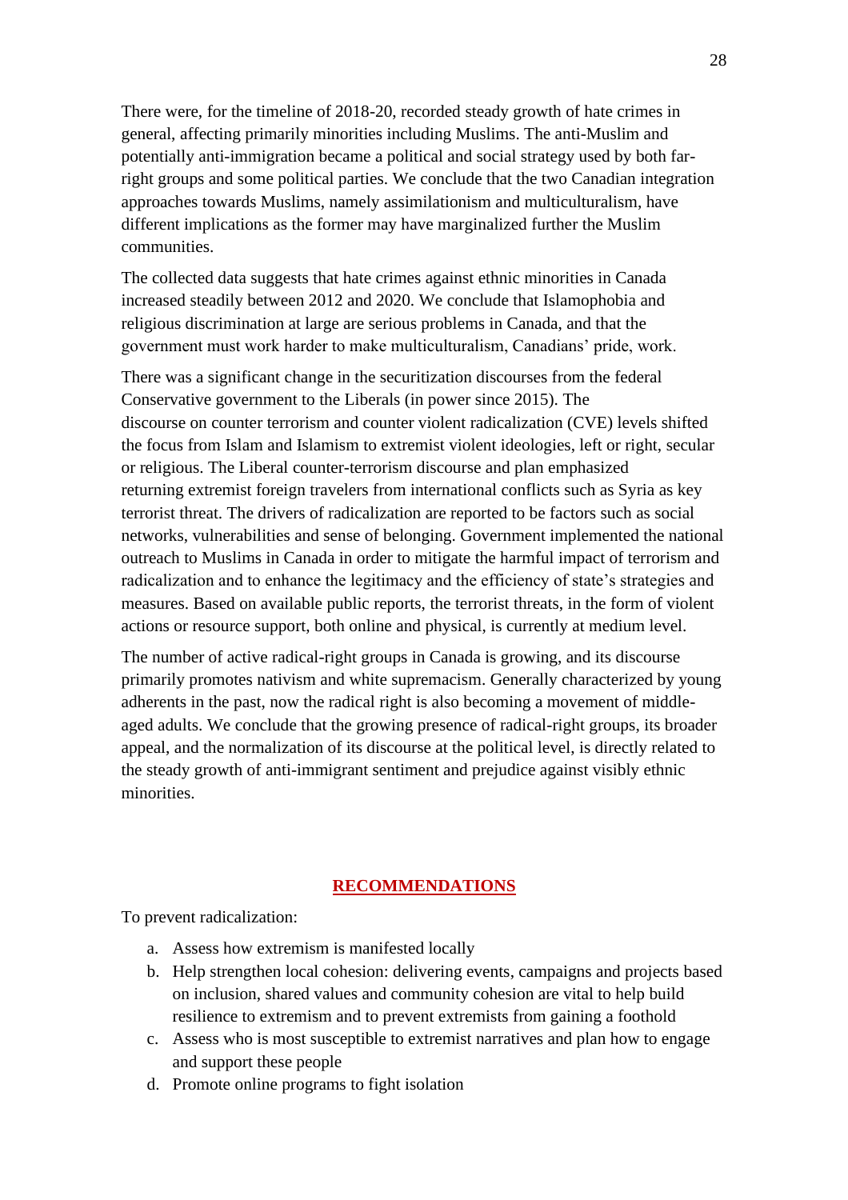There were, for the timeline of 2018-20, recorded steady growth of hate crimes in general, affecting primarily minorities including Muslims. The anti-Muslim and potentially anti-immigration became a political and social strategy used by both far-right groups and some political parties. We conclude that the two Canadian integration approaches towards Muslims, namely assimilationism and multiculturalism, have different implications as the former may have marginalized further the Muslim communities.

The collected data suggests that hate crimes against ethnic minorities in Canada increased steadily between 2012 and 2020. We conclude that Islamophobia and religious discrimination at large are serious problems in Canada, and that the government must work harder to make multiculturalism, Canadians' pride, work.

There was a significant change in the securitization discourses from the federal Conservative government to the Liberals (in power since 2015). The discourse on counter terrorism and counter violent radicalization (CVE) levels shifted the focus from Islam and Islamism to extremist violent ideologies, left or right, secular or religious. The Liberal counter-terrorism discourse and plan emphasized returning extremist foreign travelers from international conflicts such as Syria as key terrorist threat. The drivers of radicalization are reported to be factors such as social networks, vulnerabilities and sense of belonging. Government implemented the national outreach to Muslims in Canada in order to mitigate the harmful impact of terrorism and radicalization and to enhance the legitimacy and the efficiency of state's strategies and measures. Based on available public reports, the terrorist threats, in the form of violent actions or resource support, both online and physical, is currently at medium level.

The number of active radical-right groups in Canada is growing, and its discourse primarily promotes nativism and white supremacism. Generally characterized by young adherents in the past, now the radical right is also becoming a movement of middle-aged adults. We conclude that the growing presence of radical-right groups, its broader appeal, and the normalization of its discourse at the political level, is directly related to the steady growth of anti-immigrant sentiment and prejudice against visibly ethnic minorities.

## RECOMMENDATIONS

To prevent radicalization:

a. Assess how extremism is manifested locally
b. Help strengthen local cohesion: delivering events, campaigns and projects based on inclusion, shared values and community cohesion are vital to help build resilience to extremism and to prevent extremists from gaining a foothold
c. Assess who is most susceptible to extremist narratives and plan how to engage and support these people
d. Promote online programs to fight isolation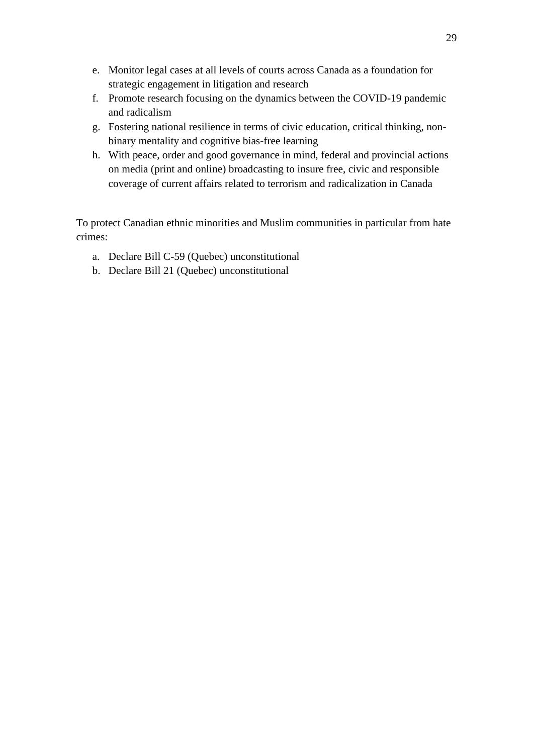e. Monitor legal cases at all levels of courts across Canada as a foundation for strategic engagement in litigation and research
f. Promote research focusing on the dynamics between the COVID-19 pandemic and radicalism
g. Fostering national resilience in terms of civic education, critical thinking, non-binary mentality and cognitive bias-free learning
h. With peace, order and good governance in mind, federal and provincial actions on media (print and online) broadcasting to insure free, civic and responsible coverage of current affairs related to terrorism and radicalization in Canada

To protect Canadian ethnic minorities and Muslim communities in particular from hate crimes:

a. Declare Bill C-59 (Quebec) unconstitutional
b. Declare Bill 21 (Quebec) unconstitutional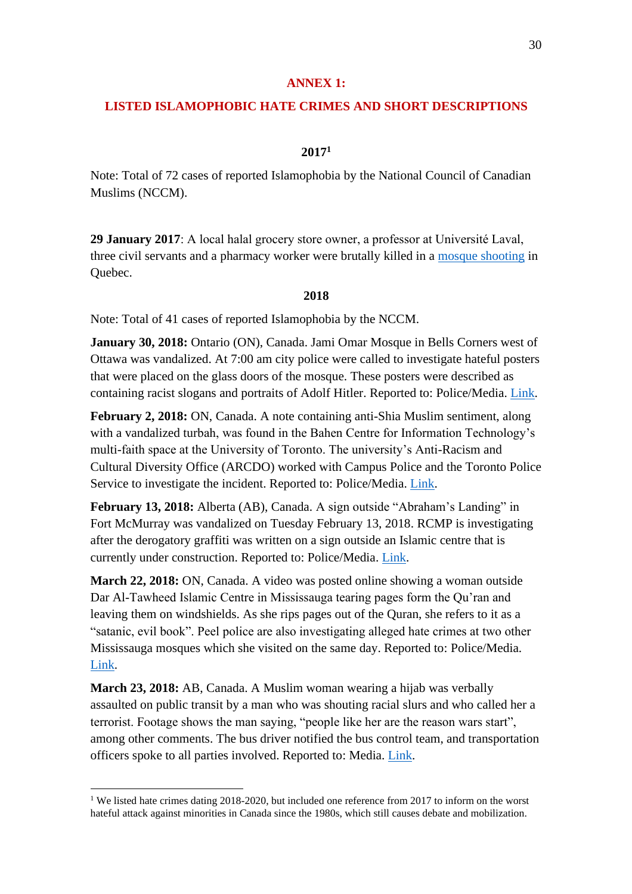## ANNEX 1:

## LISTED ISLAMOPHOBIC HATE CRIMES AND SHORT DESCRIPTIONS

### 2017[1]

Note: Total of 72 cases of reported Islamophobia by the National Council of Canadian Muslims (NCCM).

**29 January 2017**: A local halal grocery store owner, a professor at Université Laval, three civil servants and a pharmacy worker were brutally killed in a mosque shooting in Quebec.

### 2018

Note: Total of 41 cases of reported Islamophobia by the NCCM.

**January 30, 2018:** Ontario (ON), Canada. Jami Omar Mosque in Bells Corners west of Ottawa was vandalized. At 7:00 am city police were called to investigate hateful posters that were placed on the glass doors of the mosque. These posters were described as containing racist slogans and portraits of Adolf Hitler. Reported to: Police/Media. Link.

**February 2, 2018:** ON, Canada. A note containing anti-Shia Muslim sentiment, along with a vandalized turbah, was found in the Bahen Centre for Information Technology's multi-faith space at the University of Toronto. The university's Anti-Racism and Cultural Diversity Office (ARCDO) worked with Campus Police and the Toronto Police Service to investigate the incident. Reported to: Police/Media. Link.

**February 13, 2018:** Alberta (AB), Canada. A sign outside "Abraham's Landing" in Fort McMurray was vandalized on Tuesday February 13, 2018. RCMP is investigating after the derogatory graffiti was written on a sign outside an Islamic centre that is currently under construction. Reported to: Police/Media. Link.

**March 22, 2018:** ON, Canada. A video was posted online showing a woman outside Dar Al-Tawheed Islamic Centre in Mississauga tearing pages form the Qu'ran and leaving them on windshields. As she rips pages out of the Quran, she refers to it as a "satanic, evil book". Peel police are also investigating alleged hate crimes at two other Mississauga mosques which she visited on the same day. Reported to: Police/Media. Link.

**March 23, 2018:** AB, Canada. A Muslim woman wearing a hijab was verbally assaulted on public transit by a man who was shouting racial slurs and who called her a terrorist. Footage shows the man saying, "people like her are the reason wars start", among other comments. The bus driver notified the bus control team, and transportation officers spoke to all parties involved. Reported to: Media. Link.

---

[1] We listed hate crimes dating 2018-2020, but included one reference from 2017 to inform on the worst hateful attack against minorities in Canada since the 1980s, which still causes debate and mobilization.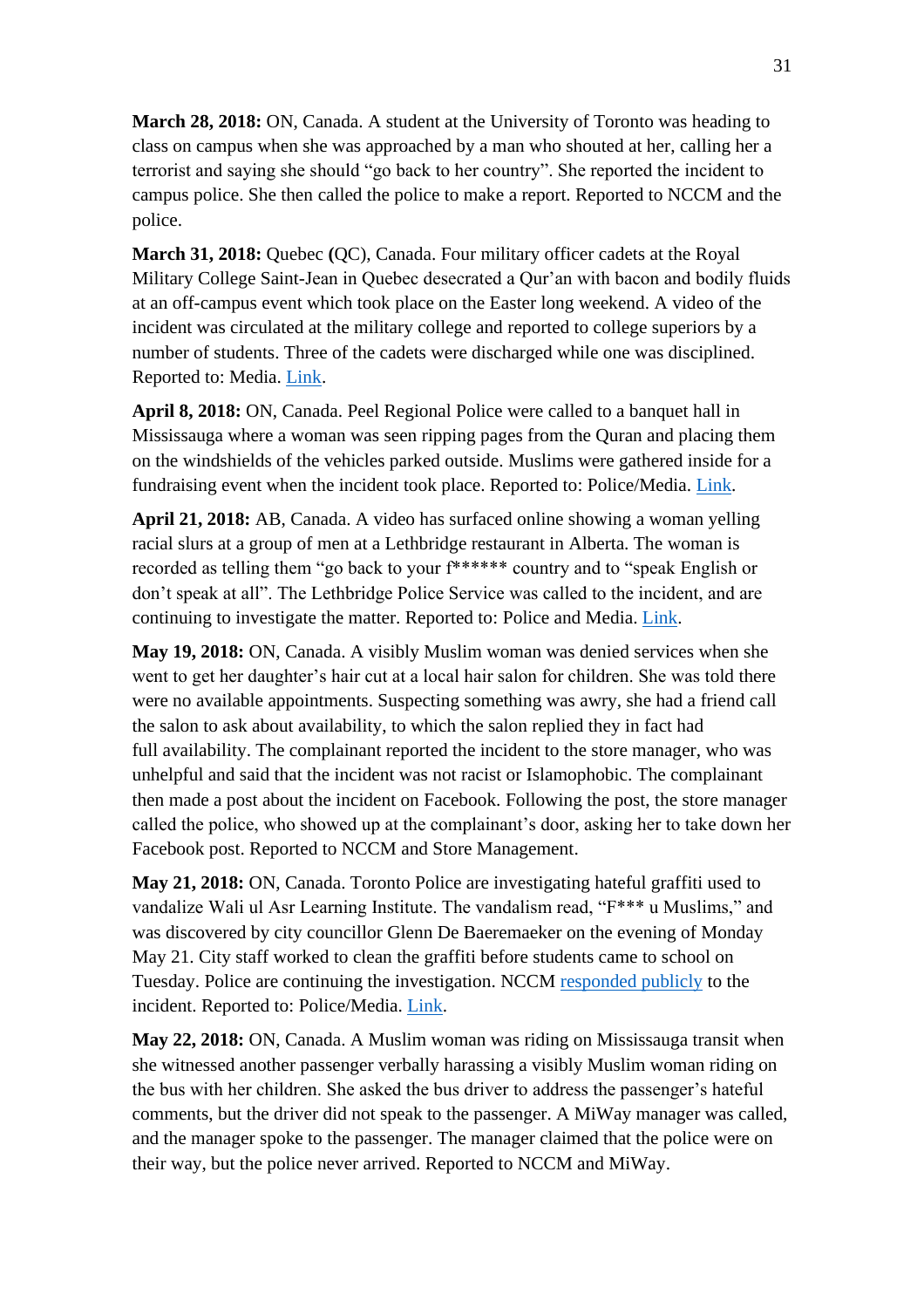**March 28, 2018:** ON, Canada. A student at the University of Toronto was heading to class on campus when she was approached by a man who shouted at her, calling her a terrorist and saying she should "go back to her country". She reported the incident to campus police. She then called the police to make a report. Reported to NCCM and the police.

**March 31, 2018:** Quebec **(**QC), Canada. Four military officer cadets at the Royal Military College Saint-Jean in Quebec desecrated a Qur'an with bacon and bodily fluids at an off-campus event which took place on the Easter long weekend. A video of the incident was circulated at the military college and reported to college superiors by a number of students. Three of the cadets were discharged while one was disciplined. Reported to: Media. Link.

**April 8, 2018:** ON, Canada. Peel Regional Police were called to a banquet hall in Mississauga where a woman was seen ripping pages from the Quran and placing them on the windshields of the vehicles parked outside. Muslims were gathered inside for a fundraising event when the incident took place. Reported to: Police/Media. Link.

**April 21, 2018:** AB, Canada. A video has surfaced online showing a woman yelling racial slurs at a group of men at a Lethbridge restaurant in Alberta. The woman is recorded as telling them "go back to your f****** country and to "speak English or don't speak at all". The Lethbridge Police Service was called to the incident, and are continuing to investigate the matter. Reported to: Police and Media. Link.

**May 19, 2018:** ON, Canada. A visibly Muslim woman was denied services when she went to get her daughter's hair cut at a local hair salon for children. She was told there were no available appointments. Suspecting something was awry, she had a friend call the salon to ask about availability, to which the salon replied they in fact had full availability. The complainant reported the incident to the store manager, who was unhelpful and said that the incident was not racist or Islamophobic. The complainant then made a post about the incident on Facebook. Following the post, the store manager called the police, who showed up at the complainant's door, asking her to take down her Facebook post. Reported to NCCM and Store Management.

**May 21, 2018:** ON, Canada. Toronto Police are investigating hateful graffiti used to vandalize Wali ul Asr Learning Institute. The vandalism read, "F*** u Muslims," and was discovered by city councillor Glenn De Baeremaeker on the evening of Monday May 21. City staff worked to clean the graffiti before students came to school on Tuesday. Police are continuing the investigation. NCCM responded publicly to the incident. Reported to: Police/Media. Link.

**May 22, 2018:** ON, Canada. A Muslim woman was riding on Mississauga transit when she witnessed another passenger verbally harassing a visibly Muslim woman riding on the bus with her children. She asked the bus driver to address the passenger's hateful comments, but the driver did not speak to the passenger. A MiWay manager was called, and the manager spoke to the passenger. The manager claimed that the police were on their way, but the police never arrived. Reported to NCCM and MiWay.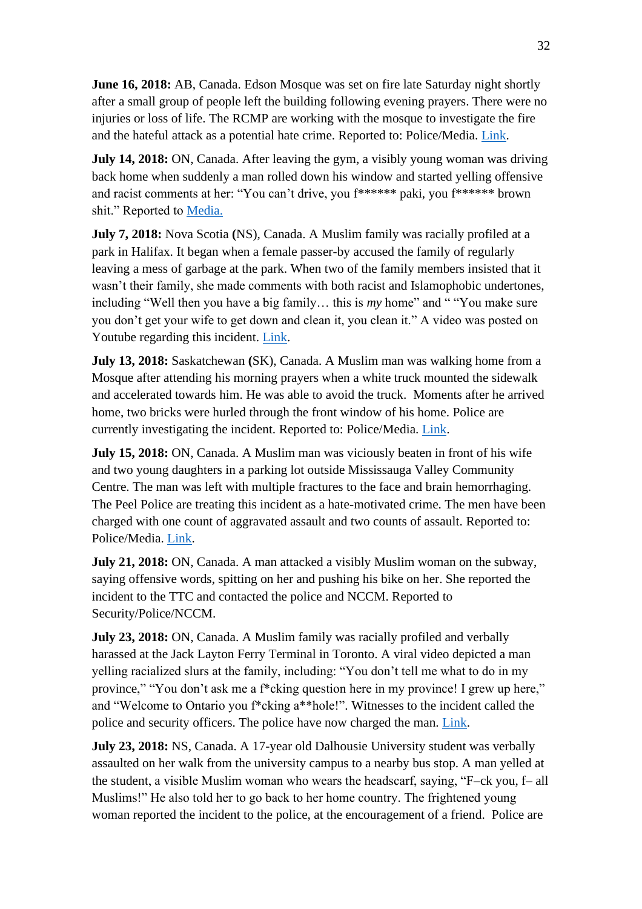**June 16, 2018:** AB, Canada. Edson Mosque was set on fire late Saturday night shortly after a small group of people left the building following evening prayers. There were no injuries or loss of life. The RCMP are working with the mosque to investigate the fire and the hateful attack as a potential hate crime. Reported to: Police/Media. Link.

**July 14, 2018:** ON, Canada. After leaving the gym, a visibly young woman was driving back home when suddenly a man rolled down his window and started yelling offensive and racist comments at her: "You can't drive, you f****** paki, you f****** brown shit." Reported to Media.

**July 7, 2018:** Nova Scotia **(**NS), Canada. A Muslim family was racially profiled at a park in Halifax. It began when a female passer-by accused the family of regularly leaving a mess of garbage at the park. When two of the family members insisted that it wasn't their family, she made comments with both racist and Islamophobic undertones, including "Well then you have a big family… this is *my* home" and " "You make sure you don't get your wife to get down and clean it, you clean it." A video was posted on Youtube regarding this incident. Link.

**July 13, 2018:** Saskatchewan **(**SK), Canada. A Muslim man was walking home from a Mosque after attending his morning prayers when a white truck mounted the sidewalk and accelerated towards him. He was able to avoid the truck. Moments after he arrived home, two bricks were hurled through the front window of his home. Police are currently investigating the incident. Reported to: Police/Media. Link.

**July 15, 2018:** ON, Canada. A Muslim man was viciously beaten in front of his wife and two young daughters in a parking lot outside Mississauga Valley Community Centre. The man was left with multiple fractures to the face and brain hemorrhaging. The Peel Police are treating this incident as a hate-motivated crime. The men have been charged with one count of aggravated assault and two counts of assault. Reported to: Police/Media. Link.

**July 21, 2018:** ON, Canada. A man attacked a visibly Muslim woman on the subway, saying offensive words, spitting on her and pushing his bike on her. She reported the incident to the TTC and contacted the police and NCCM. Reported to Security/Police/NCCM.

**July 23, 2018:** ON, Canada. A Muslim family was racially profiled and verbally harassed at the Jack Layton Ferry Terminal in Toronto. A viral video depicted a man yelling racialized slurs at the family, including: "You don't tell me what to do in my province," "You don't ask me a f*cking question here in my province! I grew up here," and "Welcome to Ontario you f*cking a**hole!". Witnesses to the incident called the police and security officers. The police have now charged the man. Link.

**July 23, 2018:** NS, Canada. A 17-year old Dalhousie University student was verbally assaulted on her walk from the university campus to a nearby bus stop. A man yelled at the student, a visible Muslim woman who wears the headscarf, saying, "F–ck you, f– all Muslims!" He also told her to go back to her home country. The frightened young woman reported the incident to the police, at the encouragement of a friend. Police are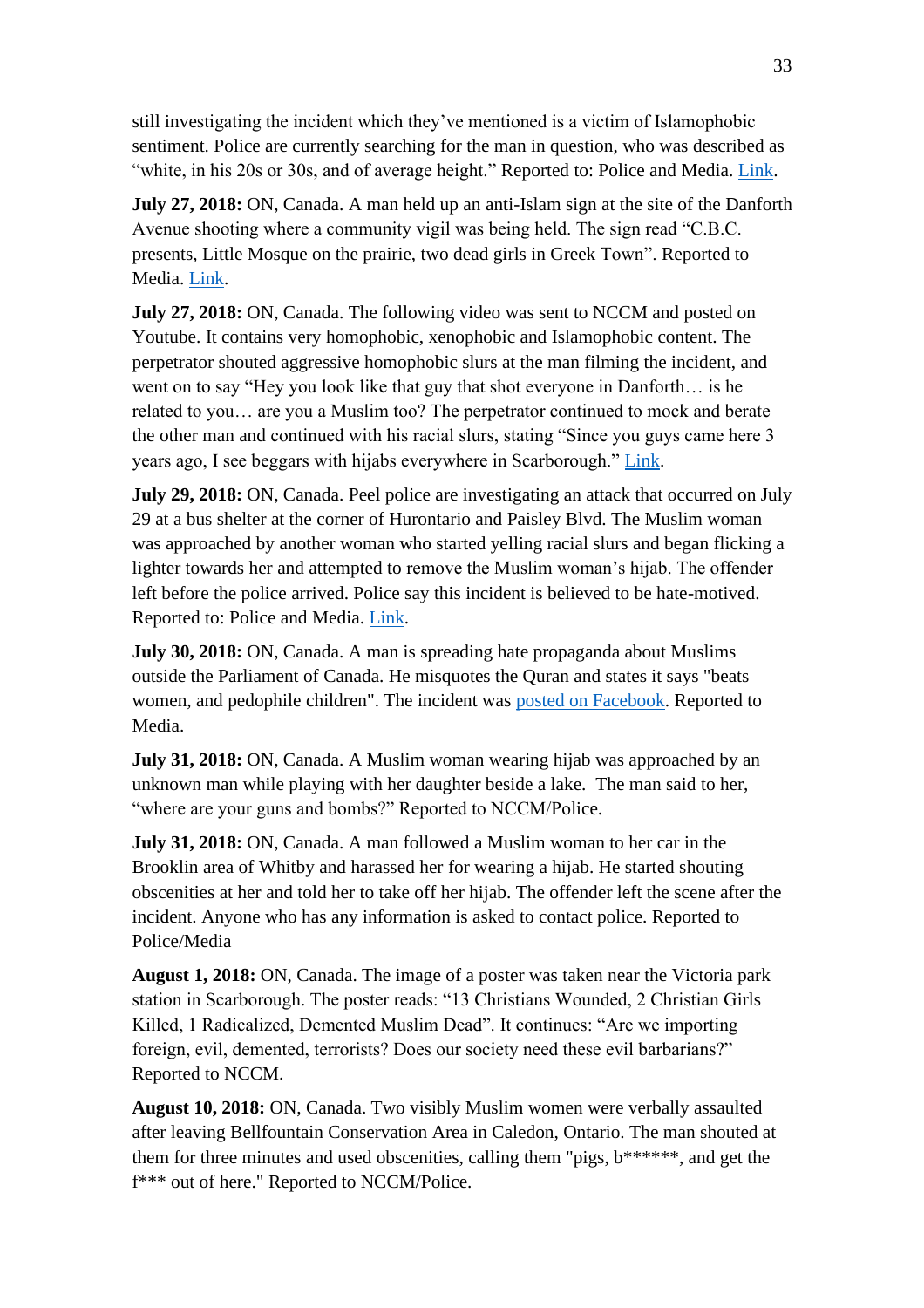still investigating the incident which they've mentioned is a victim of Islamophobic sentiment. Police are currently searching for the man in question, who was described as "white, in his 20s or 30s, and of average height." Reported to: Police and Media. Link.

**July 27, 2018:** ON, Canada. A man held up an anti-Islam sign at the site of the Danforth Avenue shooting where a community vigil was being held. The sign read "C.B.C. presents, Little Mosque on the prairie, two dead girls in Greek Town". Reported to Media. Link.

**July 27, 2018:** ON, Canada. The following video was sent to NCCM and posted on Youtube. It contains very homophobic, xenophobic and Islamophobic content. The perpetrator shouted aggressive homophobic slurs at the man filming the incident, and went on to say "Hey you look like that guy that shot everyone in Danforth… is he related to you… are you a Muslim too? The perpetrator continued to mock and berate the other man and continued with his racial slurs, stating "Since you guys came here 3 years ago, I see beggars with hijabs everywhere in Scarborough." Link.

**July 29, 2018:** ON, Canada. Peel police are investigating an attack that occurred on July 29 at a bus shelter at the corner of Hurontario and Paisley Blvd. The Muslim woman was approached by another woman who started yelling racial slurs and began flicking a lighter towards her and attempted to remove the Muslim woman's hijab. The offender left before the police arrived. Police say this incident is believed to be hate-motived. Reported to: Police and Media. Link.

**July 30, 2018:** ON, Canada. A man is spreading hate propaganda about Muslims outside the Parliament of Canada. He misquotes the Quran and states it says "beats women, and pedophile children". The incident was posted on Facebook. Reported to Media.

**July 31, 2018:** ON, Canada. A Muslim woman wearing hijab was approached by an unknown man while playing with her daughter beside a lake. The man said to her, "where are your guns and bombs?" Reported to NCCM/Police.

**July 31, 2018:** ON, Canada. A man followed a Muslim woman to her car in the Brooklin area of Whitby and harassed her for wearing a hijab. He started shouting obscenities at her and told her to take off her hijab. The offender left the scene after the incident. Anyone who has any information is asked to contact police. Reported to Police/Media

**August 1, 2018:** ON, Canada. The image of a poster was taken near the Victoria park station in Scarborough. The poster reads: "13 Christians Wounded, 2 Christian Girls Killed, 1 Radicalized, Demented Muslim Dead". It continues: "Are we importing foreign, evil, demented, terrorists? Does our society need these evil barbarians?" Reported to NCCM.

**August 10, 2018:** ON, Canada. Two visibly Muslim women were verbally assaulted after leaving Bellfountain Conservation Area in Caledon, Ontario. The man shouted at them for three minutes and used obscenities, calling them "pigs, b******, and get the f*** out of here." Reported to NCCM/Police.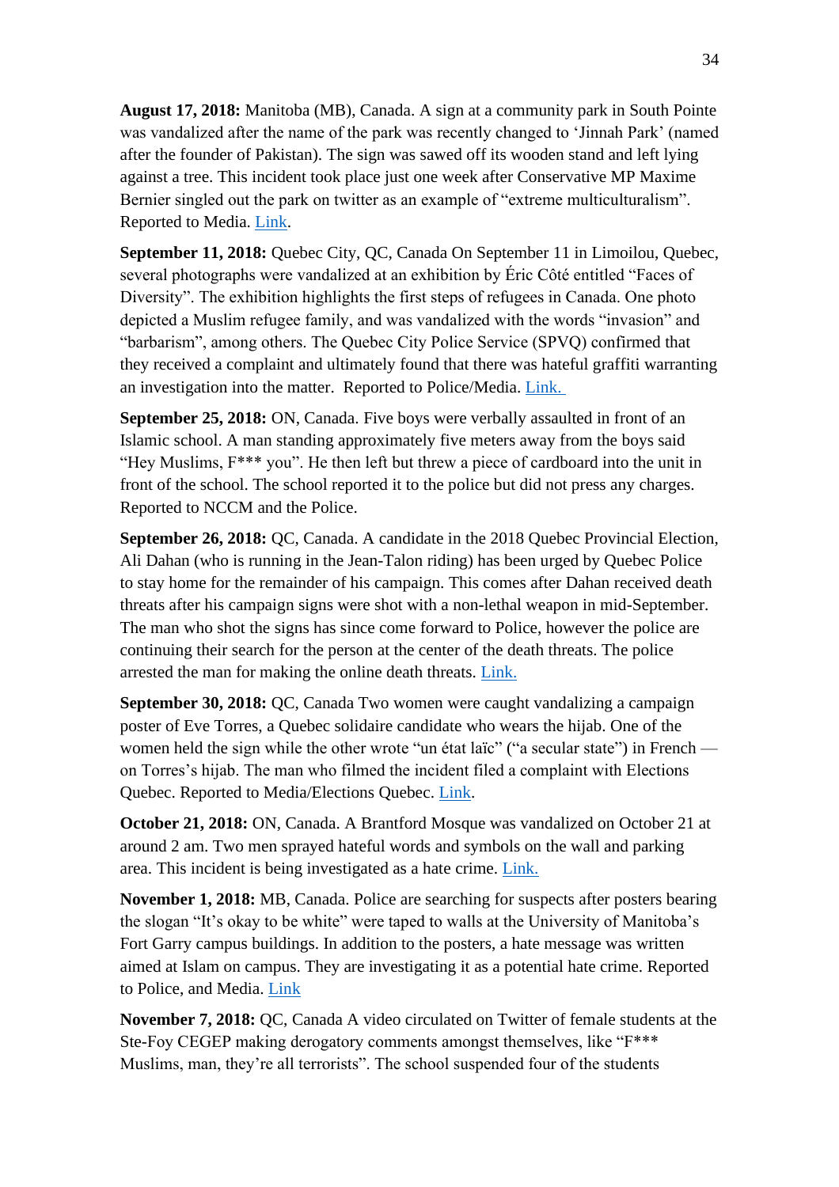**August 17, 2018:** Manitoba (MB), Canada. A sign at a community park in South Pointe was vandalized after the name of the park was recently changed to 'Jinnah Park' (named after the founder of Pakistan). The sign was sawed off its wooden stand and left lying against a tree. This incident took place just one week after Conservative MP Maxime Bernier singled out the park on twitter as an example of "extreme multiculturalism". Reported to Media. Link.

**September 11, 2018:** Quebec City, QC, Canada On September 11 in Limoilou, Quebec, several photographs were vandalized at an exhibition by Éric Côté entitled "Faces of Diversity". The exhibition highlights the first steps of refugees in Canada. One photo depicted a Muslim refugee family, and was vandalized with the words "invasion" and "barbarism", among others. The Quebec City Police Service (SPVQ) confirmed that they received a complaint and ultimately found that there was hateful graffiti warranting an investigation into the matter. Reported to Police/Media. Link.

**September 25, 2018:** ON, Canada. Five boys were verbally assaulted in front of an Islamic school. A man standing approximately five meters away from the boys said "Hey Muslims, F*** you". He then left but threw a piece of cardboard into the unit in front of the school. The school reported it to the police but did not press any charges. Reported to NCCM and the Police.

**September 26, 2018:** QC, Canada. A candidate in the 2018 Quebec Provincial Election, Ali Dahan (who is running in the Jean-Talon riding) has been urged by Quebec Police to stay home for the remainder of his campaign. This comes after Dahan received death threats after his campaign signs were shot with a non-lethal weapon in mid-September. The man who shot the signs has since come forward to Police, however the police are continuing their search for the person at the center of the death threats. The police arrested the man for making the online death threats. Link.

**September 30, 2018:** QC, Canada Two women were caught vandalizing a campaign poster of Eve Torres, a Quebec solidaire candidate who wears the hijab. One of the women held the sign while the other wrote "un état laïc" ("a secular state") in French — on Torres's hijab. The man who filmed the incident filed a complaint with Elections Quebec. Reported to Media/Elections Quebec. Link.

**October 21, 2018:** ON, Canada. A Brantford Mosque was vandalized on October 21 at around 2 am. Two men sprayed hateful words and symbols on the wall and parking area. This incident is being investigated as a hate crime. Link.

**November 1, 2018:** MB, Canada. Police are searching for suspects after posters bearing the slogan "It's okay to be white" were taped to walls at the University of Manitoba's Fort Garry campus buildings. In addition to the posters, a hate message was written aimed at Islam on campus. They are investigating it as a potential hate crime. Reported to Police, and Media. Link

**November 7, 2018:** QC, Canada A video circulated on Twitter of female students at the Ste-Foy CEGEP making derogatory comments amongst themselves, like "F*** Muslims, man, they're all terrorists". The school suspended four of the students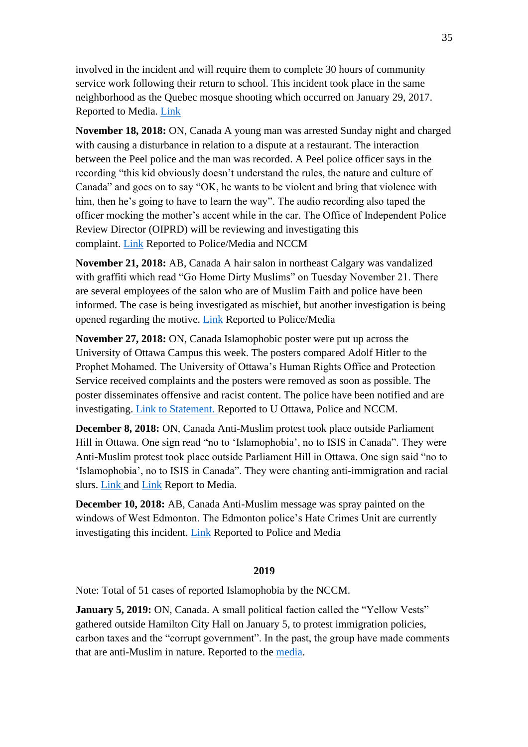involved in the incident and will require them to complete 30 hours of community service work following their return to school. This incident took place in the same neighborhood as the Quebec mosque shooting which occurred on January 29, 2017. Reported to Media. Link

**November 18, 2018:** ON, Canada A young man was arrested Sunday night and charged with causing a disturbance in relation to a dispute at a restaurant. The interaction between the Peel police and the man was recorded. A Peel police officer says in the recording "this kid obviously doesn't understand the rules, the nature and culture of Canada" and goes on to say "OK, he wants to be violent and bring that violence with him, then he's going to have to learn the way". The audio recording also taped the officer mocking the mother's accent while in the car. The Office of Independent Police Review Director (OIPRD) will be reviewing and investigating this complaint. Link Reported to Police/Media and NCCM

**November 21, 2018:** AB, Canada A hair salon in northeast Calgary was vandalized with graffiti which read "Go Home Dirty Muslims" on Tuesday November 21. There are several employees of the salon who are of Muslim Faith and police have been informed. The case is being investigated as mischief, but another investigation is being opened regarding the motive. Link Reported to Police/Media

**November 27, 2018:** ON, Canada Islamophobic poster were put up across the University of Ottawa Campus this week. The posters compared Adolf Hitler to the Prophet Mohamed. The University of Ottawa's Human Rights Office and Protection Service received complaints and the posters were removed as soon as possible. The poster disseminates offensive and racist content. The police have been notified and are investigating. Link to Statement. Reported to U Ottawa, Police and NCCM.

**December 8, 2018:** ON, Canada Anti-Muslim protest took place outside Parliament Hill in Ottawa. One sign read "no to 'Islamophobia', no to ISIS in Canada". They were Anti-Muslim protest took place outside Parliament Hill in Ottawa. One sign said "no to 'Islamophobia', no to ISIS in Canada". They were chanting anti-immigration and racial slurs. Link and Link Report to Media.

**December 10, 2018:** AB, Canada Anti-Muslim message was spray painted on the windows of West Edmonton. The Edmonton police's Hate Crimes Unit are currently investigating this incident. Link Reported to Police and Media

## 2019

Note: Total of 51 cases of reported Islamophobia by the NCCM.

**January 5, 2019:** ON, Canada. A small political faction called the "Yellow Vests" gathered outside Hamilton City Hall on January 5, to protest immigration policies, carbon taxes and the "corrupt government". In the past, the group have made comments that are anti-Muslim in nature. Reported to the media.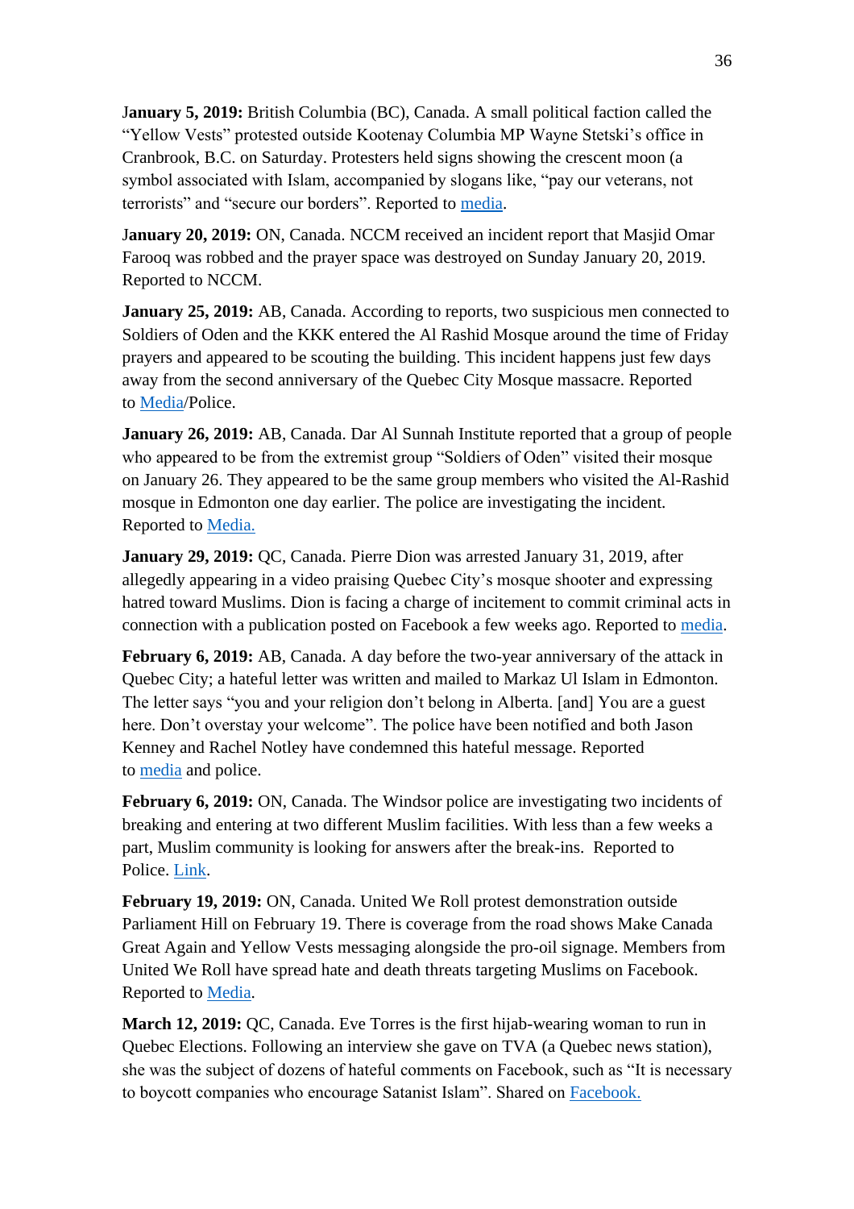**January 5, 2019:** British Columbia (BC), Canada. A small political faction called the "Yellow Vests" protested outside Kootenay Columbia MP Wayne Stetski's office in Cranbrook, B.C. on Saturday. Protesters held signs showing the crescent moon (a symbol associated with Islam, accompanied by slogans like, "pay our veterans, not terrorists" and "secure our borders". Reported to media.

**January 20, 2019:** ON, Canada. NCCM received an incident report that Masjid Omar Farooq was robbed and the prayer space was destroyed on Sunday January 20, 2019. Reported to NCCM.

**January 25, 2019:** AB, Canada. According to reports, two suspicious men connected to Soldiers of Oden and the KKK entered the Al Rashid Mosque around the time of Friday prayers and appeared to be scouting the building. This incident happens just few days away from the second anniversary of the Quebec City Mosque massacre. Reported to Media/Police.

**January 26, 2019:** AB, Canada. Dar Al Sunnah Institute reported that a group of people who appeared to be from the extremist group "Soldiers of Oden" visited their mosque on January 26. They appeared to be the same group members who visited the Al-Rashid mosque in Edmonton one day earlier. The police are investigating the incident. Reported to Media.

**January 29, 2019:** QC, Canada. Pierre Dion was arrested January 31, 2019, after allegedly appearing in a video praising Quebec City's mosque shooter and expressing hatred toward Muslims. Dion is facing a charge of incitement to commit criminal acts in connection with a publication posted on Facebook a few weeks ago. Reported to media.

**February 6, 2019:** AB, Canada. A day before the two-year anniversary of the attack in Quebec City; a hateful letter was written and mailed to Markaz Ul Islam in Edmonton. The letter says "you and your religion don't belong in Alberta. [and] You are a guest here. Don't overstay your welcome". The police have been notified and both Jason Kenney and Rachel Notley have condemned this hateful message. Reported to media and police.

**February 6, 2019:** ON, Canada. The Windsor police are investigating two incidents of breaking and entering at two different Muslim facilities. With less than a few weeks a part, Muslim community is looking for answers after the break-ins. Reported to Police. Link.

**February 19, 2019:** ON, Canada. United We Roll protest demonstration outside Parliament Hill on February 19. There is coverage from the road shows Make Canada Great Again and Yellow Vests messaging alongside the pro-oil signage. Members from United We Roll have spread hate and death threats targeting Muslims on Facebook. Reported to Media.

**March 12, 2019:** QC, Canada. Eve Torres is the first hijab-wearing woman to run in Quebec Elections. Following an interview she gave on TVA (a Quebec news station), she was the subject of dozens of hateful comments on Facebook, such as "It is necessary to boycott companies who encourage Satanist Islam". Shared on Facebook.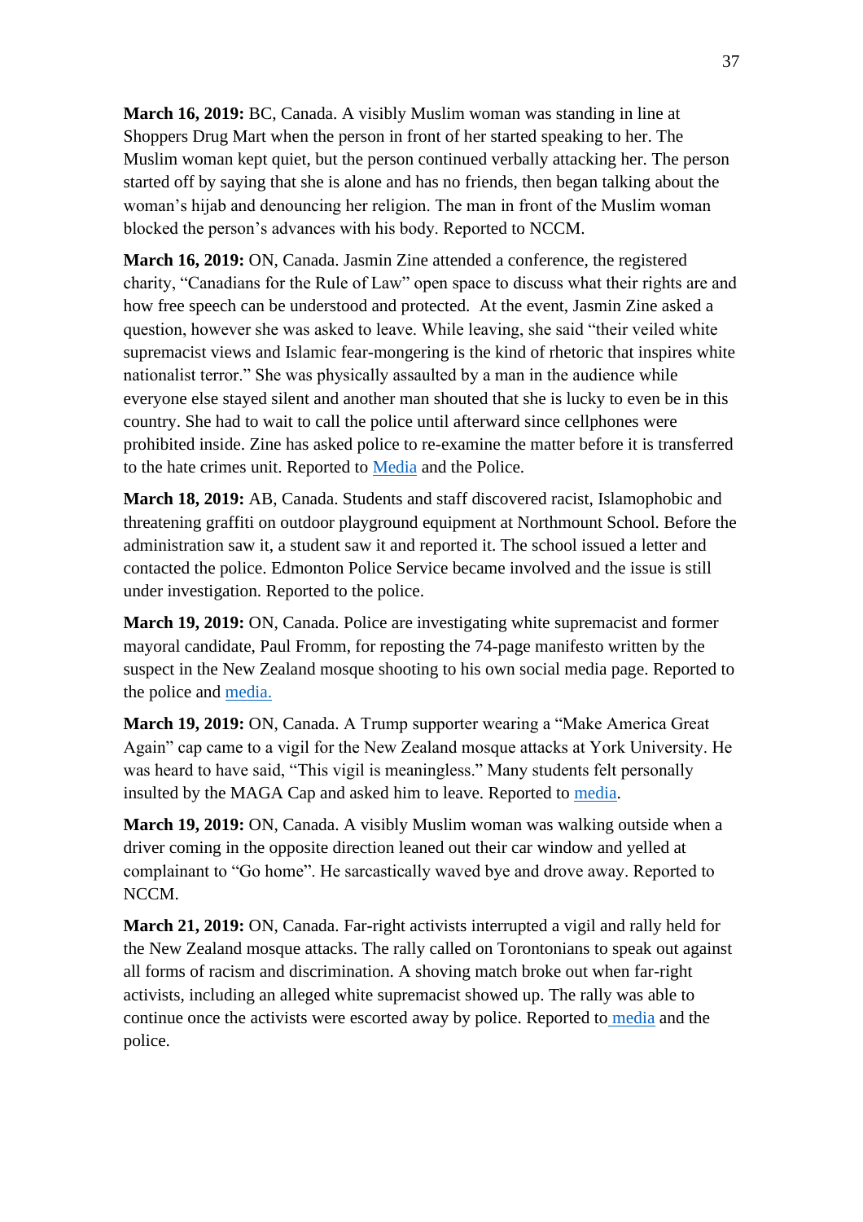**March 16, 2019:** BC, Canada. A visibly Muslim woman was standing in line at Shoppers Drug Mart when the person in front of her started speaking to her. The Muslim woman kept quiet, but the person continued verbally attacking her. The person started off by saying that she is alone and has no friends, then began talking about the woman's hijab and denouncing her religion. The man in front of the Muslim woman blocked the person's advances with his body. Reported to NCCM.

**March 16, 2019:** ON, Canada. Jasmin Zine attended a conference, the registered charity, "Canadians for the Rule of Law" open space to discuss what their rights are and how free speech can be understood and protected. At the event, Jasmin Zine asked a question, however she was asked to leave. While leaving, she said "their veiled white supremacist views and Islamic fear-mongering is the kind of rhetoric that inspires white nationalist terror." She was physically assaulted by a man in the audience while everyone else stayed silent and another man shouted that she is lucky to even be in this country. She had to wait to call the police until afterward since cellphones were prohibited inside. Zine has asked police to re-examine the matter before it is transferred to the hate crimes unit. Reported to Media and the Police.

**March 18, 2019:** AB, Canada. Students and staff discovered racist, Islamophobic and threatening graffiti on outdoor playground equipment at Northmount School. Before the administration saw it, a student saw it and reported it. The school issued a letter and contacted the police. Edmonton Police Service became involved and the issue is still under investigation. Reported to the police.

**March 19, 2019:** ON, Canada. Police are investigating white supremacist and former mayoral candidate, Paul Fromm, for reposting the 74-page manifesto written by the suspect in the New Zealand mosque shooting to his own social media page. Reported to the police and media.

**March 19, 2019:** ON, Canada. A Trump supporter wearing a "Make America Great Again" cap came to a vigil for the New Zealand mosque attacks at York University. He was heard to have said, "This vigil is meaningless." Many students felt personally insulted by the MAGA Cap and asked him to leave. Reported to media.

**March 19, 2019:** ON, Canada. A visibly Muslim woman was walking outside when a driver coming in the opposite direction leaned out their car window and yelled at complainant to "Go home". He sarcastically waved bye and drove away. Reported to NCCM.

**March 21, 2019:** ON, Canada. Far-right activists interrupted a vigil and rally held for the New Zealand mosque attacks. The rally called on Torontonians to speak out against all forms of racism and discrimination. A shoving match broke out when far-right activists, including an alleged white supremacist showed up. The rally was able to continue once the activists were escorted away by police. Reported to media and the police.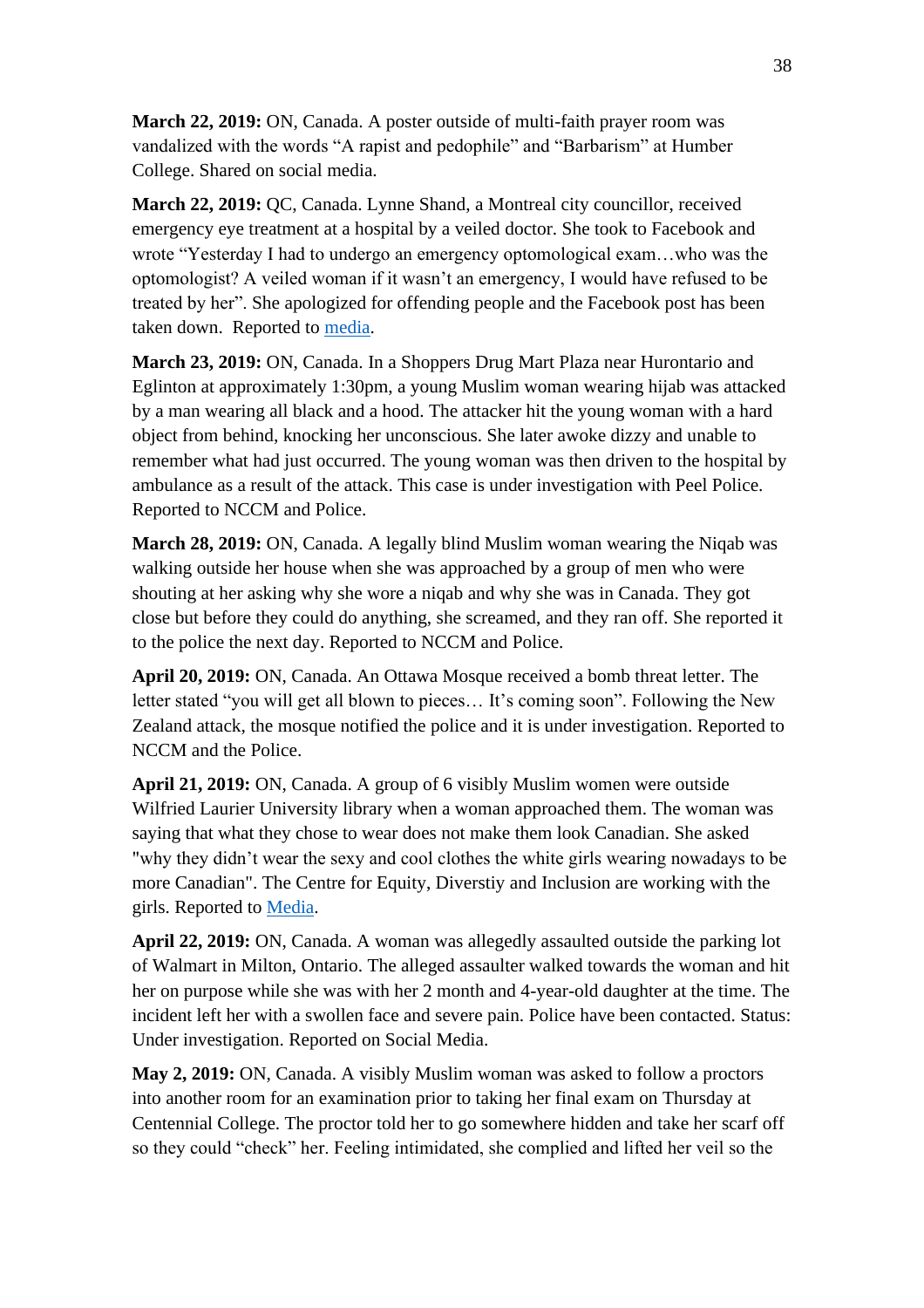**March 22, 2019:** ON, Canada. A poster outside of multi-faith prayer room was vandalized with the words “A rapist and pedophile” and “Barbarism” at Humber College. Shared on social media.

**March 22, 2019:** QC, Canada. Lynne Shand, a Montreal city councillor, received emergency eye treatment at a hospital by a veiled doctor. She took to Facebook and wrote “Yesterday I had to undergo an emergency optomological exam…who was the optomologist? A veiled woman if it wasn’t an emergency, I would have refused to be treated by her”. She apologized for offending people and the Facebook post has been taken down. Reported to media.

**March 23, 2019:** ON, Canada. In a Shoppers Drug Mart Plaza near Hurontario and Eglinton at approximately 1:30pm, a young Muslim woman wearing hijab was attacked by a man wearing all black and a hood. The attacker hit the young woman with a hard object from behind, knocking her unconscious. She later awoke dizzy and unable to remember what had just occurred. The young woman was then driven to the hospital by ambulance as a result of the attack. This case is under investigation with Peel Police. Reported to NCCM and Police.

**March 28, 2019:** ON, Canada. A legally blind Muslim woman wearing the Niqab was walking outside her house when she was approached by a group of men who were shouting at her asking why she wore a niqab and why she was in Canada. They got close but before they could do anything, she screamed, and they ran off. She reported it to the police the next day. Reported to NCCM and Police.

**April 20, 2019:** ON, Canada. An Ottawa Mosque received a bomb threat letter. The letter stated “you will get all blown to pieces… It’s coming soon”. Following the New Zealand attack, the mosque notified the police and it is under investigation. Reported to NCCM and the Police.

**April 21, 2019:** ON, Canada. A group of 6 visibly Muslim women were outside Wilfried Laurier University library when a woman approached them. The woman was saying that what they chose to wear does not make them look Canadian. She asked "why they didn’t wear the sexy and cool clothes the white girls wearing nowadays to be more Canadian". The Centre for Equity, Diverstiy and Inclusion are working with the girls. Reported to Media.

**April 22, 2019:** ON, Canada. A woman was allegedly assaulted outside the parking lot of Walmart in Milton, Ontario. The alleged assaulter walked towards the woman and hit her on purpose while she was with her 2 month and 4-year-old daughter at the time. The incident left her with a swollen face and severe pain. Police have been contacted. Status: Under investigation. Reported on Social Media.

**May 2, 2019:** ON, Canada. A visibly Muslim woman was asked to follow a proctors into another room for an examination prior to taking her final exam on Thursday at Centennial College. The proctor told her to go somewhere hidden and take her scarf off so they could “check” her. Feeling intimidated, she complied and lifted her veil so the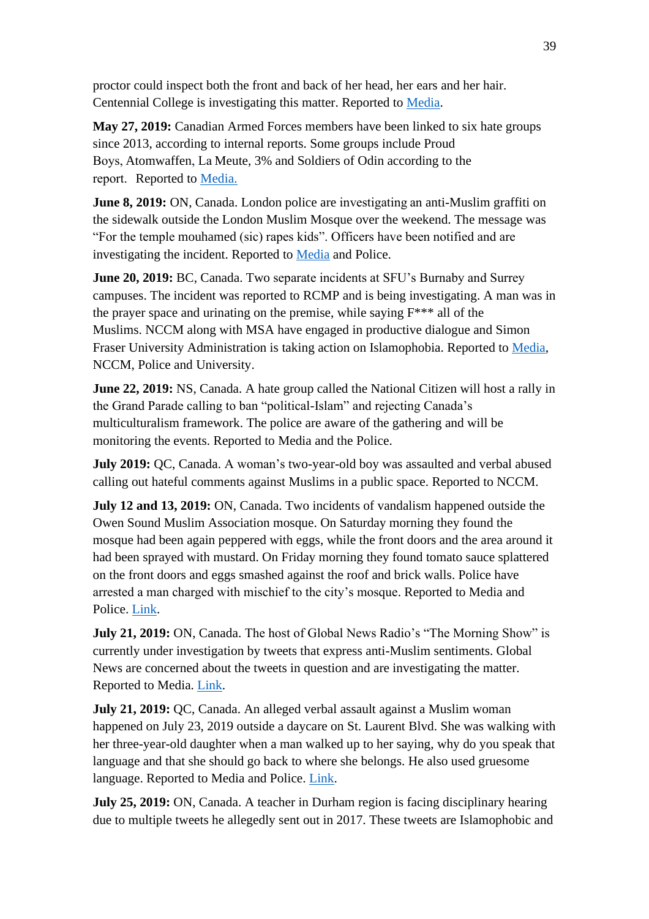proctor could inspect both the front and back of her head, her ears and her hair. Centennial College is investigating this matter. Reported to Media.

**May 27, 2019:** Canadian Armed Forces members have been linked to six hate groups since 2013, according to internal reports. Some groups include Proud Boys, Atomwaffen, La Meute, 3% and Soldiers of Odin according to the report. Reported to Media.

**June 8, 2019:** ON, Canada. London police are investigating an anti-Muslim graffiti on the sidewalk outside the London Muslim Mosque over the weekend. The message was "For the temple mouhamed (sic) rapes kids". Officers have been notified and are investigating the incident. Reported to Media and Police.

**June 20, 2019:** BC, Canada. Two separate incidents at SFU's Burnaby and Surrey campuses. The incident was reported to RCMP and is being investigating. A man was in the prayer space and urinating on the premise, while saying F*** all of the Muslims. NCCM along with MSA have engaged in productive dialogue and Simon Fraser University Administration is taking action on Islamophobia. Reported to Media, NCCM, Police and University.

**June 22, 2019:** NS, Canada. A hate group called the National Citizen will host a rally in the Grand Parade calling to ban "political-Islam" and rejecting Canada's multiculturalism framework. The police are aware of the gathering and will be monitoring the events. Reported to Media and the Police.

**July 2019:** QC, Canada. A woman's two-year-old boy was assaulted and verbal abused calling out hateful comments against Muslims in a public space. Reported to NCCM.

**July 12 and 13, 2019:** ON, Canada. Two incidents of vandalism happened outside the Owen Sound Muslim Association mosque. On Saturday morning they found the mosque had been again peppered with eggs, while the front doors and the area around it had been sprayed with mustard. On Friday morning they found tomato sauce splattered on the front doors and eggs smashed against the roof and brick walls. Police have arrested a man charged with mischief to the city's mosque. Reported to Media and Police. Link.

**July 21, 2019:** ON, Canada. The host of Global News Radio's "The Morning Show" is currently under investigation by tweets that express anti-Muslim sentiments. Global News are concerned about the tweets in question and are investigating the matter. Reported to Media. Link.

**July 21, 2019:** QC, Canada. An alleged verbal assault against a Muslim woman happened on July 23, 2019 outside a daycare on St. Laurent Blvd. She was walking with her three-year-old daughter when a man walked up to her saying, why do you speak that language and that she should go back to where she belongs. He also used gruesome language. Reported to Media and Police. Link.

**July 25, 2019:** ON, Canada. A teacher in Durham region is facing disciplinary hearing due to multiple tweets he allegedly sent out in 2017. These tweets are Islamophobic and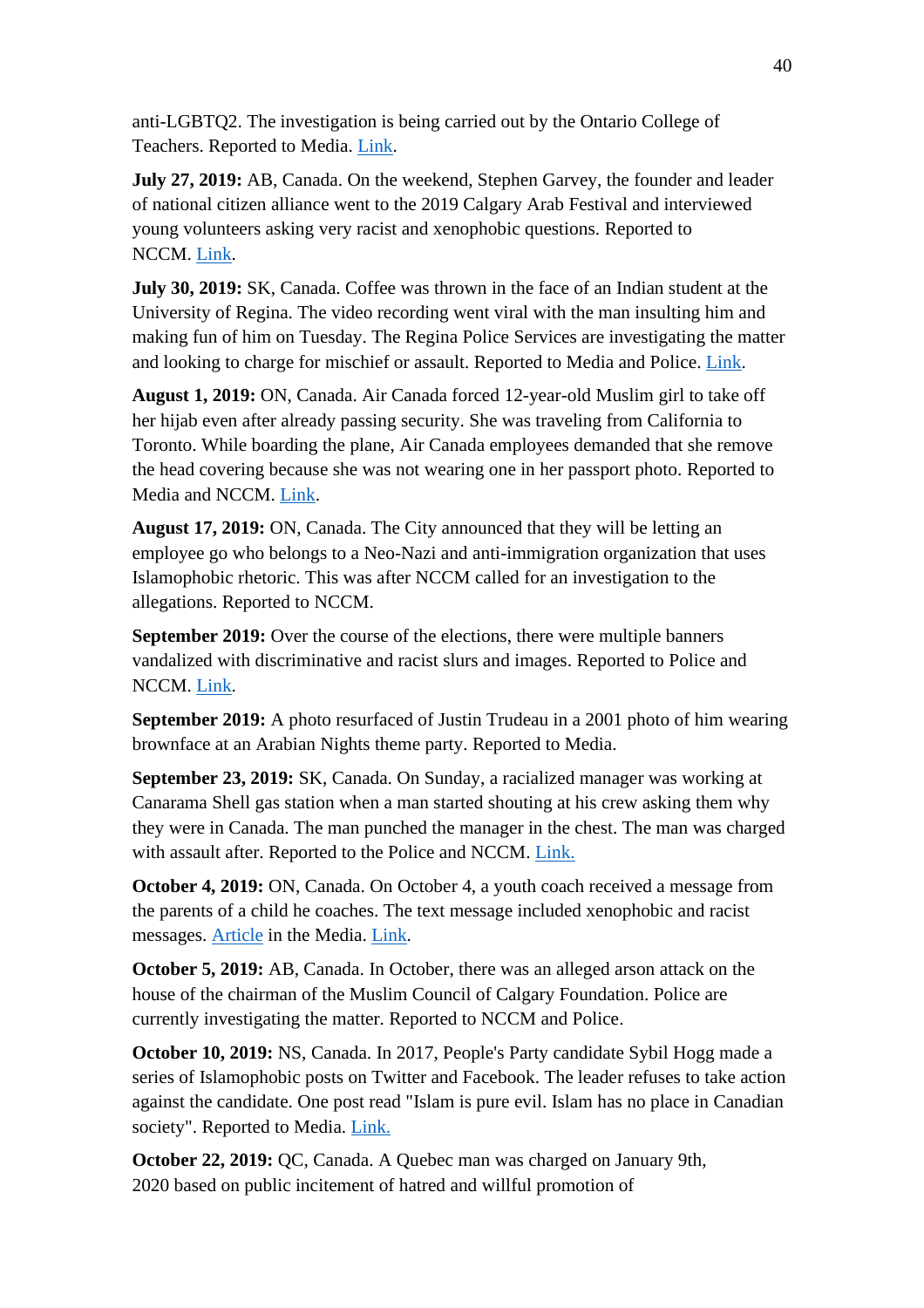anti-LGBTQ2. The investigation is being carried out by the Ontario College of Teachers. Reported to Media. Link.

**July 27, 2019:** AB, Canada. On the weekend, Stephen Garvey, the founder and leader of national citizen alliance went to the 2019 Calgary Arab Festival and interviewed young volunteers asking very racist and xenophobic questions. Reported to NCCM. Link.

**July 30, 2019:** SK, Canada. Coffee was thrown in the face of an Indian student at the University of Regina. The video recording went viral with the man insulting him and making fun of him on Tuesday. The Regina Police Services are investigating the matter and looking to charge for mischief or assault. Reported to Media and Police. Link.

**August 1, 2019:** ON, Canada. Air Canada forced 12-year-old Muslim girl to take off her hijab even after already passing security. She was traveling from California to Toronto. While boarding the plane, Air Canada employees demanded that she remove the head covering because she was not wearing one in her passport photo. Reported to Media and NCCM. Link.

**August 17, 2019:** ON, Canada. The City announced that they will be letting an employee go who belongs to a Neo-Nazi and anti-immigration organization that uses Islamophobic rhetoric. This was after NCCM called for an investigation to the allegations. Reported to NCCM.

**September 2019:** Over the course of the elections, there were multiple banners vandalized with discriminative and racist slurs and images. Reported to Police and NCCM. Link.

**September 2019:** A photo resurfaced of Justin Trudeau in a 2001 photo of him wearing brownface at an Arabian Nights theme party. Reported to Media.

**September 23, 2019:** SK, Canada. On Sunday, a racialized manager was working at Canarama Shell gas station when a man started shouting at his crew asking them why they were in Canada. The man punched the manager in the chest. The man was charged with assault after. Reported to the Police and NCCM. Link.

**October 4, 2019:** ON, Canada. On October 4, a youth coach received a message from the parents of a child he coaches. The text message included xenophobic and racist messages. Article in the Media. Link.

**October 5, 2019:** AB, Canada. In October, there was an alleged arson attack on the house of the chairman of the Muslim Council of Calgary Foundation. Police are currently investigating the matter. Reported to NCCM and Police.

**October 10, 2019:** NS, Canada. In 2017, People's Party candidate Sybil Hogg made a series of Islamophobic posts on Twitter and Facebook. The leader refuses to take action against the candidate. One post read "Islam is pure evil. Islam has no place in Canadian society". Reported to Media. Link.

**October 22, 2019:** QC, Canada. A Quebec man was charged on January 9th, 2020 based on public incitement of hatred and willful promotion of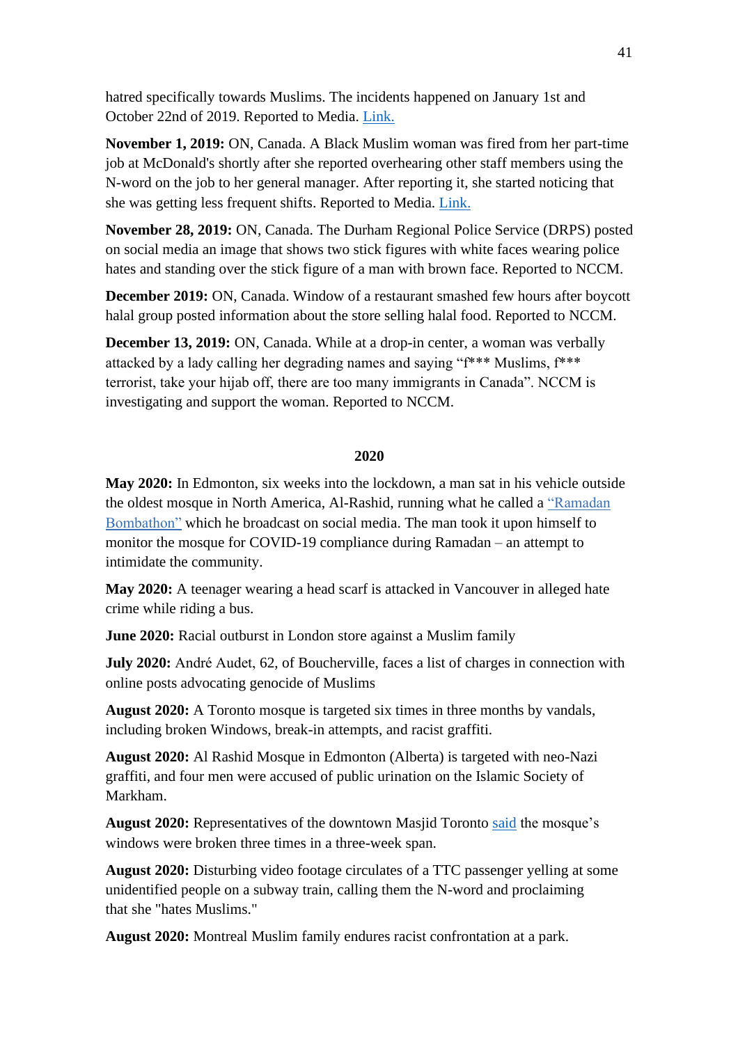hatred specifically towards Muslims. The incidents happened on January 1st and October 22nd of 2019. Reported to Media. Link.

**November 1, 2019:** ON, Canada. A Black Muslim woman was fired from her part-time job at McDonald's shortly after she reported overhearing other staff members using the N-word on the job to her general manager. After reporting it, she started noticing that she was getting less frequent shifts. Reported to Media. Link.

**November 28, 2019:** ON, Canada. The Durham Regional Police Service (DRPS) posted on social media an image that shows two stick figures with white faces wearing police hates and standing over the stick figure of a man with brown face. Reported to NCCM.

**December 2019:** ON, Canada. Window of a restaurant smashed few hours after boycott halal group posted information about the store selling halal food. Reported to NCCM.

**December 13, 2019:** ON, Canada. While at a drop-in center, a woman was verbally attacked by a lady calling her degrading names and saying "f*** Muslims, f*** terrorist, take your hijab off, there are too many immigrants in Canada". NCCM is investigating and support the woman. Reported to NCCM.

## 2020

**May 2020:** In Edmonton, six weeks into the lockdown, a man sat in his vehicle outside the oldest mosque in North America, Al-Rashid, running what he called a "Ramadan Bombathon" which he broadcast on social media. The man took it upon himself to monitor the mosque for COVID-19 compliance during Ramadan – an attempt to intimidate the community.

**May 2020:** A teenager wearing a head scarf is attacked in Vancouver in alleged hate crime while riding a bus.

**June 2020:** Racial outburst in London store against a Muslim family

**July 2020:** André Audet, 62, of Boucherville, faces a list of charges in connection with online posts advocating genocide of Muslims

**August 2020:** A Toronto mosque is targeted six times in three months by vandals, including broken Windows, break-in attempts, and racist graffiti.

**August 2020:** Al Rashid Mosque in Edmonton (Alberta) is targeted with neo-Nazi graffiti, and four men were accused of public urination on the Islamic Society of Markham.

**August 2020:** Representatives of the downtown Masjid Toronto said the mosque's windows were broken three times in a three-week span.

**August 2020:** Disturbing video footage circulates of a TTC passenger yelling at some unidentified people on a subway train, calling them the N-word and proclaiming that she "hates Muslims."

**August 2020:** Montreal Muslim family endures racist confrontation at a park.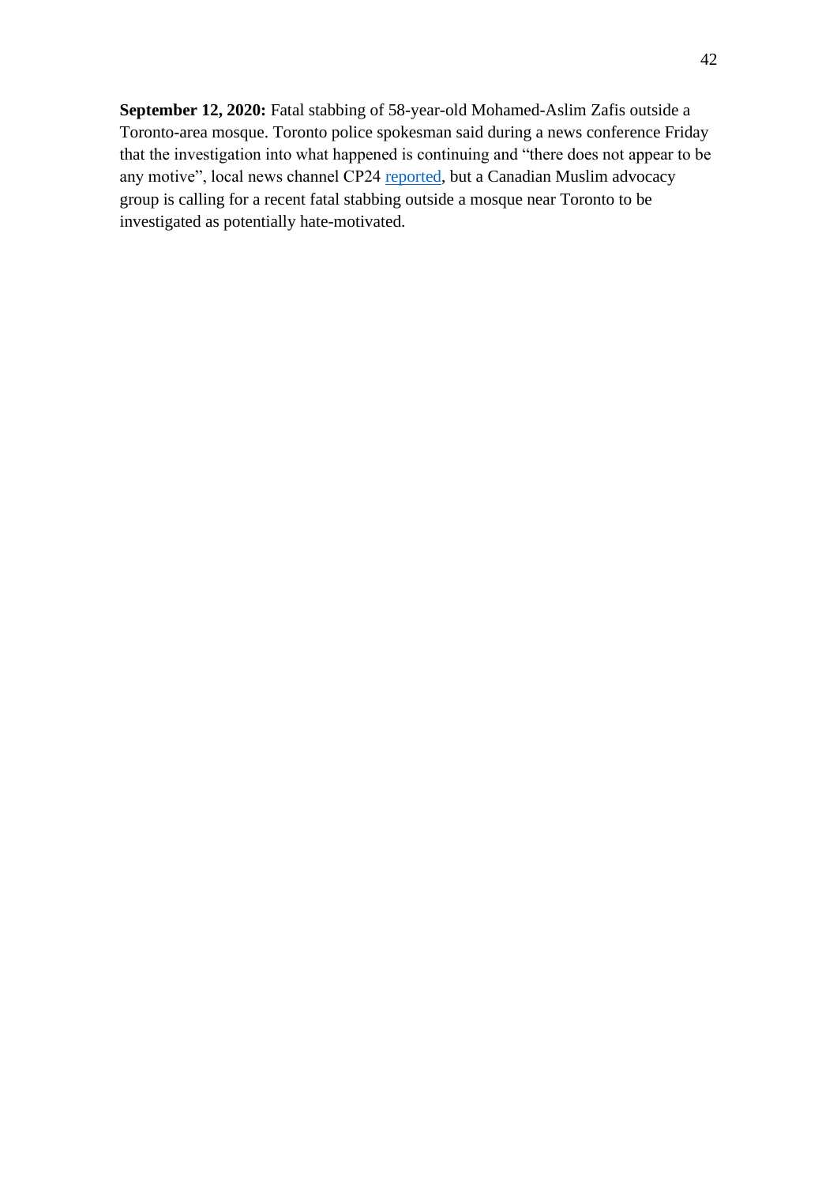**September 12, 2020:** Fatal stabbing of 58-year-old Mohamed-Aslim Zafis outside a Toronto-area mosque. Toronto police spokesman said during a news conference Friday that the investigation into what happened is continuing and "there does not appear to be any motive", local news channel CP24 reported, but a Canadian Muslim advocacy group is calling for a recent fatal stabbing outside a mosque near Toronto to be investigated as potentially hate-motivated.